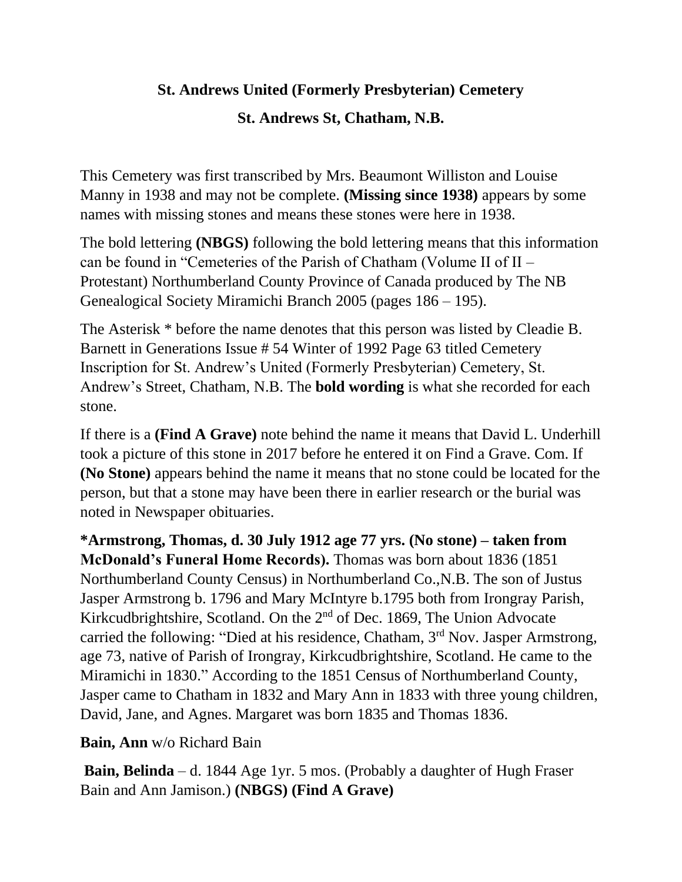**St. Andrews United (Formerly Presbyterian) Cemetery**

**St. Andrews St, Chatham, N.B.**

This Cemetery was first transcribed by Mrs. Beaumont Williston and Louise Manny in 1938 and may not be complete. **(Missing since 1938)** appears by some names with missing stones and means these stones were here in 1938.

The bold lettering **(NBGS)** following the bold lettering means that this information can be found in "Cemeteries of the Parish of Chatham (Volume II of II – Protestant) Northumberland County Province of Canada produced by The NB Genealogical Society Miramichi Branch 2005 (pages 186 – 195).

The Asterisk * before the name denotes that this person was listed by Cleadie B. Barnett in Generations Issue # 54 Winter of 1992 Page 63 titled Cemetery Inscription for St. Andrew's United (Formerly Presbyterian) Cemetery, St. Andrew's Street, Chatham, N.B. The **bold wording** is what she recorded for each stone.

If there is a **(Find A Grave)** note behind the name it means that David L. Underhill took a picture of this stone in 2017 before he entered it on Find a Grave. Com. If **(No Stone)** appears behind the name it means that no stone could be located for the person, but that a stone may have been there in earlier research or the burial was noted in Newspaper obituaries.

**\*Armstrong, Thomas, d. 30 July 1912 age 77 yrs. (No stone) – taken from McDonald's Funeral Home Records).** Thomas was born about 1836 (1851 Northumberland County Census) in Northumberland Co.,N.B. The son of Justus Jasper Armstrong b. 1796 and Mary McIntyre b.1795 both from Irongray Parish, Kirkcudbrightshire, Scotland. On the 2nd of Dec. 1869, The Union Advocate carried the following: "Died at his residence, Chatham, 3rd Nov. Jasper Armstrong, age 73, native of Parish of Irongray, Kirkcudbrightshire, Scotland. He came to the Miramichi in 1830." According to the 1851 Census of Northumberland County, Jasper came to Chatham in 1832 and Mary Ann in 1833 with three young children, David, Jane, and Agnes. Margaret was born 1835 and Thomas 1836.

**Bain, Ann** w/o Richard Bain

**Bain, Belinda** – d. 1844 Age 1yr. 5 mos. (Probably a daughter of Hugh Fraser Bain and Ann Jamison.) **(NBGS) (Find A Grave)**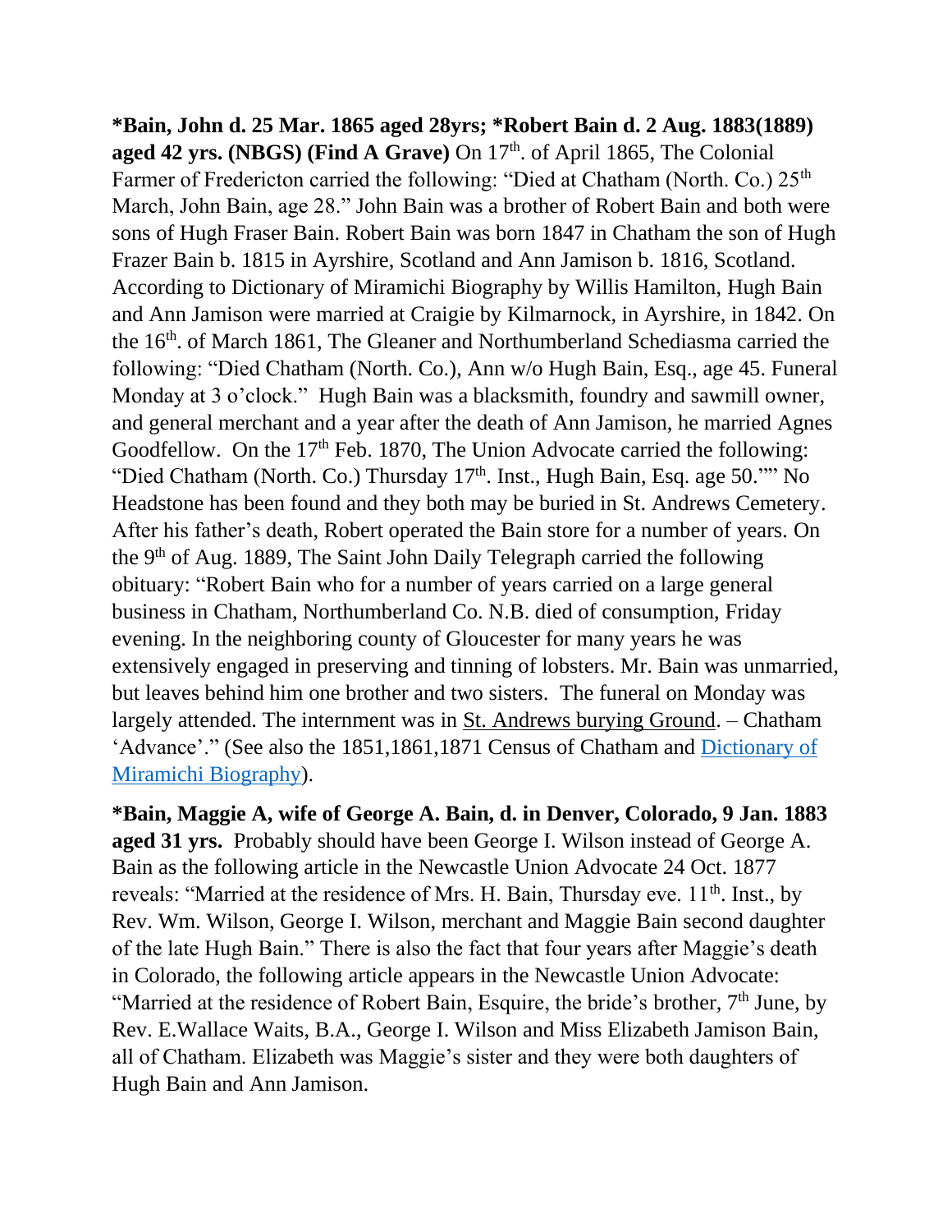**\*Bain, John d. 25 Mar. 1865 aged 28yrs; \*Robert Bain d. 2 Aug. 1883(1889) aged 42 yrs. (NBGS) (Find A Grave)** On 17th. of April 1865, The Colonial Farmer of Fredericton carried the following: "Died at Chatham (North. Co.) 25th March, John Bain, age 28." John Bain was a brother of Robert Bain and both were sons of Hugh Fraser Bain. Robert Bain was born 1847 in Chatham the son of Hugh Frazer Bain b. 1815 in Ayrshire, Scotland and Ann Jamison b. 1816, Scotland. According to Dictionary of Miramichi Biography by Willis Hamilton, Hugh Bain and Ann Jamison were married at Craigie by Kilmarnock, in Ayrshire, in 1842. On the 16th. of March 1861, The Gleaner and Northumberland Schediasma carried the following: "Died Chatham (North. Co.), Ann w/o Hugh Bain, Esq., age 45. Funeral Monday at 3 o'clock." Hugh Bain was a blacksmith, foundry and sawmill owner, and general merchant and a year after the death of Ann Jamison, he married Agnes Goodfellow. On the 17th Feb. 1870, The Union Advocate carried the following: "Died Chatham (North. Co.) Thursday 17th. Inst., Hugh Bain, Esq. age 50."" No Headstone has been found and they both may be buried in St. Andrews Cemetery. After his father's death, Robert operated the Bain store for a number of years. On the 9th of Aug. 1889, The Saint John Daily Telegraph carried the following obituary: "Robert Bain who for a number of years carried on a large general business in Chatham, Northumberland Co. N.B. died of consumption, Friday evening. In the neighboring county of Gloucester for many years he was extensively engaged in preserving and tinning of lobsters. Mr. Bain was unmarried, but leaves behind him one brother and two sisters. The funeral on Monday was largely attended. The internment was in St. Andrews burying Ground. – Chatham 'Advance'." (See also the 1851,1861,1871 Census of Chatham and Dictionary of Miramichi Biography).

**\*Bain, Maggie A, wife of George A. Bain, d. in Denver, Colorado, 9 Jan. 1883 aged 31 yrs.** Probably should have been George I. Wilson instead of George A. Bain as the following article in the Newcastle Union Advocate 24 Oct. 1877 reveals: "Married at the residence of Mrs. H. Bain, Thursday eve. 11th. Inst., by Rev. Wm. Wilson, George I. Wilson, merchant and Maggie Bain second daughter of the late Hugh Bain." There is also the fact that four years after Maggie's death in Colorado, the following article appears in the Newcastle Union Advocate: "Married at the residence of Robert Bain, Esquire, the bride's brother, 7th June, by Rev. E.Wallace Waits, B.A., George I. Wilson and Miss Elizabeth Jamison Bain, all of Chatham. Elizabeth was Maggie's sister and they were both daughters of Hugh Bain and Ann Jamison.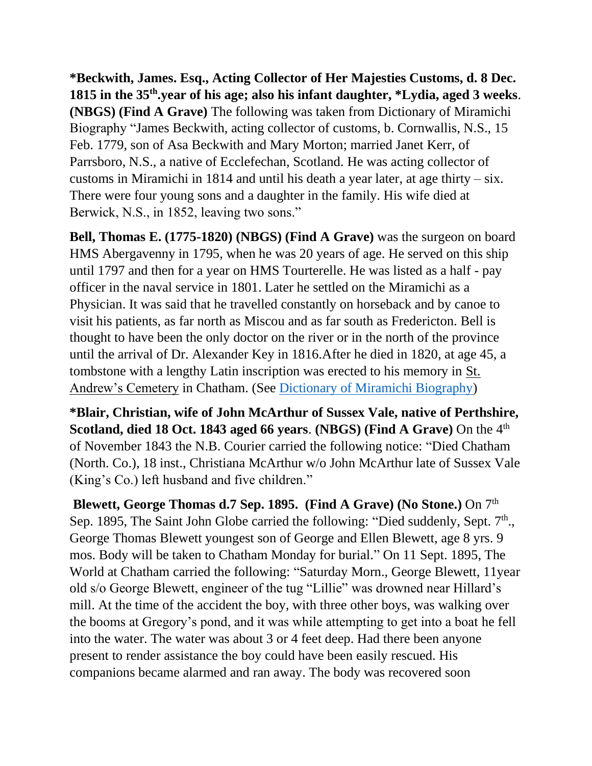**\*Beckwith, James. Esq., Acting Collector of Her Majesties Customs, d. 8 Dec. 1815 in the 35th.year of his age; also his infant daughter, \*Lydia, aged 3 weeks**. **(NBGS) (Find A Grave)** The following was taken from Dictionary of Miramichi Biography "James Beckwith, acting collector of customs, b. Cornwallis, N.S., 15 Feb. 1779, son of Asa Beckwith and Mary Morton; married Janet Kerr, of Parrsboro, N.S., a native of Ecclefechan, Scotland. He was acting collector of customs in Miramichi in 1814 and until his death a year later, at age thirty – six. There were four young sons and a daughter in the family. His wife died at Berwick, N.S., in 1852, leaving two sons."

**Bell, Thomas E. (1775-1820) (NBGS) (Find A Grave)** was the surgeon on board HMS Abergavenny in 1795, when he was 20 years of age. He served on this ship until 1797 and then for a year on HMS Tourterelle. He was listed as a half - pay officer in the naval service in 1801. Later he settled on the Miramichi as a Physician. It was said that he travelled constantly on horseback and by canoe to visit his patients, as far north as Miscou and as far south as Fredericton. Bell is thought to have been the only doctor on the river or in the north of the province until the arrival of Dr. Alexander Key in 1816.After he died in 1820, at age 45, a tombstone with a lengthy Latin inscription was erected to his memory in St. Andrew's Cemetery in Chatham. (See Dictionary of Miramichi Biography)

**\*Blair, Christian, wife of John McArthur of Sussex Vale, native of Perthshire, Scotland, died 18 Oct. 1843 aged 66 years**. **(NBGS) (Find A Grave)** On the 4th of November 1843 the N.B. Courier carried the following notice: "Died Chatham (North. Co.), 18 inst., Christiana McArthur w/o John McArthur late of Sussex Vale (King's Co.) left husband and five children."

**Blewett, George Thomas d.7 Sep. 1895. (Find A Grave) (No Stone.)** On 7th Sep. 1895, The Saint John Globe carried the following: "Died suddenly, Sept. 7th., George Thomas Blewett youngest son of George and Ellen Blewett, age 8 yrs. 9 mos. Body will be taken to Chatham Monday for burial." On 11 Sept. 1895, The World at Chatham carried the following: "Saturday Morn., George Blewett, 11year old s/o George Blewett, engineer of the tug "Lillie" was drowned near Hillard's mill. At the time of the accident the boy, with three other boys, was walking over the booms at Gregory's pond, and it was while attempting to get into a boat he fell into the water. The water was about 3 or 4 feet deep. Had there been anyone present to render assistance the boy could have been easily rescued. His companions became alarmed and ran away. The body was recovered soon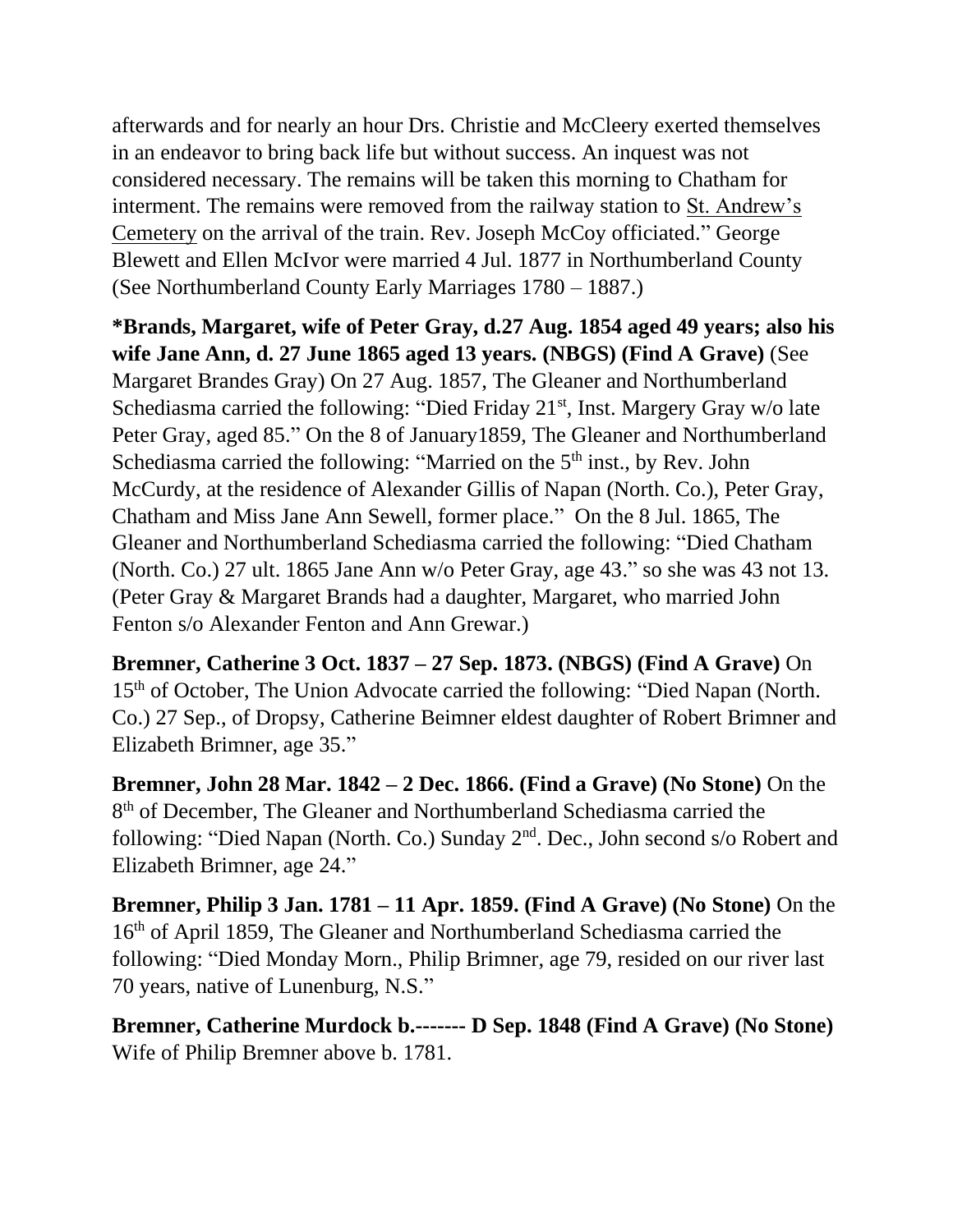afterwards and for nearly an hour Drs. Christie and McCleery exerted themselves in an endeavor to bring back life but without success. An inquest was not considered necessary. The remains will be taken this morning to Chatham for interment. The remains were removed from the railway station to St. Andrew's Cemetery on the arrival of the train. Rev. Joseph McCoy officiated." George Blewett and Ellen McIvor were married 4 Jul. 1877 in Northumberland County (See Northumberland County Early Marriages 1780 – 1887.)

**\*Brands, Margaret, wife of Peter Gray, d.27 Aug. 1854 aged 49 years; also his wife Jane Ann, d. 27 June 1865 aged 13 years. (NBGS) (Find A Grave)** (See Margaret Brandes Gray) On 27 Aug. 1857, The Gleaner and Northumberland Schediasma carried the following: "Died Friday 21st, Inst. Margery Gray w/o late Peter Gray, aged 85." On the 8 of January1859, The Gleaner and Northumberland Schediasma carried the following: "Married on the 5th inst., by Rev. John McCurdy, at the residence of Alexander Gillis of Napan (North. Co.), Peter Gray, Chatham and Miss Jane Ann Sewell, former place." On the 8 Jul. 1865, The Gleaner and Northumberland Schediasma carried the following: "Died Chatham (North. Co.) 27 ult. 1865 Jane Ann w/o Peter Gray, age 43." so she was 43 not 13. (Peter Gray & Margaret Brands had a daughter, Margaret, who married John Fenton s/o Alexander Fenton and Ann Grewar.)

**Bremner, Catherine 3 Oct. 1837 – 27 Sep. 1873. (NBGS) (Find A Grave)** On 15th of October, The Union Advocate carried the following: "Died Napan (North. Co.) 27 Sep., of Dropsy, Catherine Beimner eldest daughter of Robert Brimner and Elizabeth Brimner, age 35."

**Bremner, John 28 Mar. 1842 – 2 Dec. 1866. (Find a Grave) (No Stone)** On the 8th of December, The Gleaner and Northumberland Schediasma carried the following: "Died Napan (North. Co.) Sunday 2nd. Dec., John second s/o Robert and Elizabeth Brimner, age 24."

**Bremner, Philip 3 Jan. 1781 – 11 Apr. 1859. (Find A Grave) (No Stone)** On the 16th of April 1859, The Gleaner and Northumberland Schediasma carried the following: "Died Monday Morn., Philip Brimner, age 79, resided on our river last 70 years, native of Lunenburg, N.S."

**Bremner, Catherine Murdock b.------- D Sep. 1848 (Find A Grave) (No Stone)** Wife of Philip Bremner above b. 1781.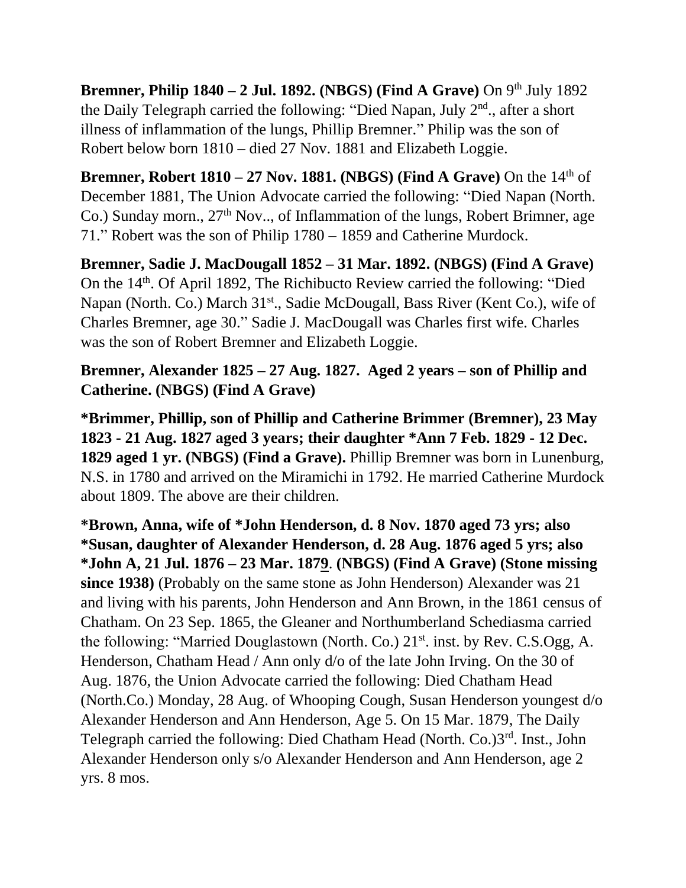**Bremner, Philip 1840 – 2 Jul. 1892. (NBGS) (Find A Grave)** On 9th July 1892 the Daily Telegraph carried the following: "Died Napan, July 2nd., after a short illness of inflammation of the lungs, Phillip Bremner." Philip was the son of Robert below born 1810 – died 27 Nov. 1881 and Elizabeth Loggie.

**Bremner, Robert 1810 – 27 Nov. 1881. (NBGS) (Find A Grave)** On the 14th of December 1881, The Union Advocate carried the following: "Died Napan (North. Co.) Sunday morn., 27th Nov.., of Inflammation of the lungs, Robert Brimner, age 71." Robert was the son of Philip 1780 – 1859 and Catherine Murdock.

**Bremner, Sadie J. MacDougall 1852 – 31 Mar. 1892. (NBGS) (Find A Grave)** On the 14th. Of April 1892, The Richibucto Review carried the following: "Died Napan (North. Co.) March 31st., Sadie McDougall, Bass River (Kent Co.), wife of Charles Bremner, age 30." Sadie J. MacDougall was Charles first wife. Charles was the son of Robert Bremner and Elizabeth Loggie.

**Bremner, Alexander 1825 – 27 Aug. 1827. Aged 2 years – son of Phillip and Catherine. (NBGS) (Find A Grave)**

**\*Brimmer, Phillip, son of Phillip and Catherine Brimmer (Bremner), 23 May 1823 - 21 Aug. 1827 aged 3 years; their daughter \*Ann 7 Feb. 1829 - 12 Dec. 1829 aged 1 yr. (NBGS) (Find a Grave).** Phillip Bremner was born in Lunenburg, N.S. in 1780 and arrived on the Miramichi in 1792. He married Catherine Murdock about 1809. The above are their children.

**\*Brown, Anna, wife of \*John Henderson, d. 8 Nov. 1870 aged 73 yrs; also \*Susan, daughter of Alexander Henderson, d. 28 Aug. 1876 aged 5 yrs; also \*John A, 21 Jul. 1876 – 23 Mar. 1879. (NBGS) (Find A Grave) (Stone missing since 1938)** (Probably on the same stone as John Henderson) Alexander was 21 and living with his parents, John Henderson and Ann Brown, in the 1861 census of Chatham. On 23 Sep. 1865, the Gleaner and Northumberland Schediasma carried the following: "Married Douglastown (North. Co.) 21st. inst. by Rev. C.S.Ogg, A. Henderson, Chatham Head / Ann only d/o of the late John Irving. On the 30 of Aug. 1876, the Union Advocate carried the following: Died Chatham Head (North.Co.) Monday, 28 Aug. of Whooping Cough, Susan Henderson youngest d/o Alexander Henderson and Ann Henderson, Age 5. On 15 Mar. 1879, The Daily Telegraph carried the following: Died Chatham Head (North. Co.)3rd. Inst., John Alexander Henderson only s/o Alexander Henderson and Ann Henderson, age 2 yrs. 8 mos.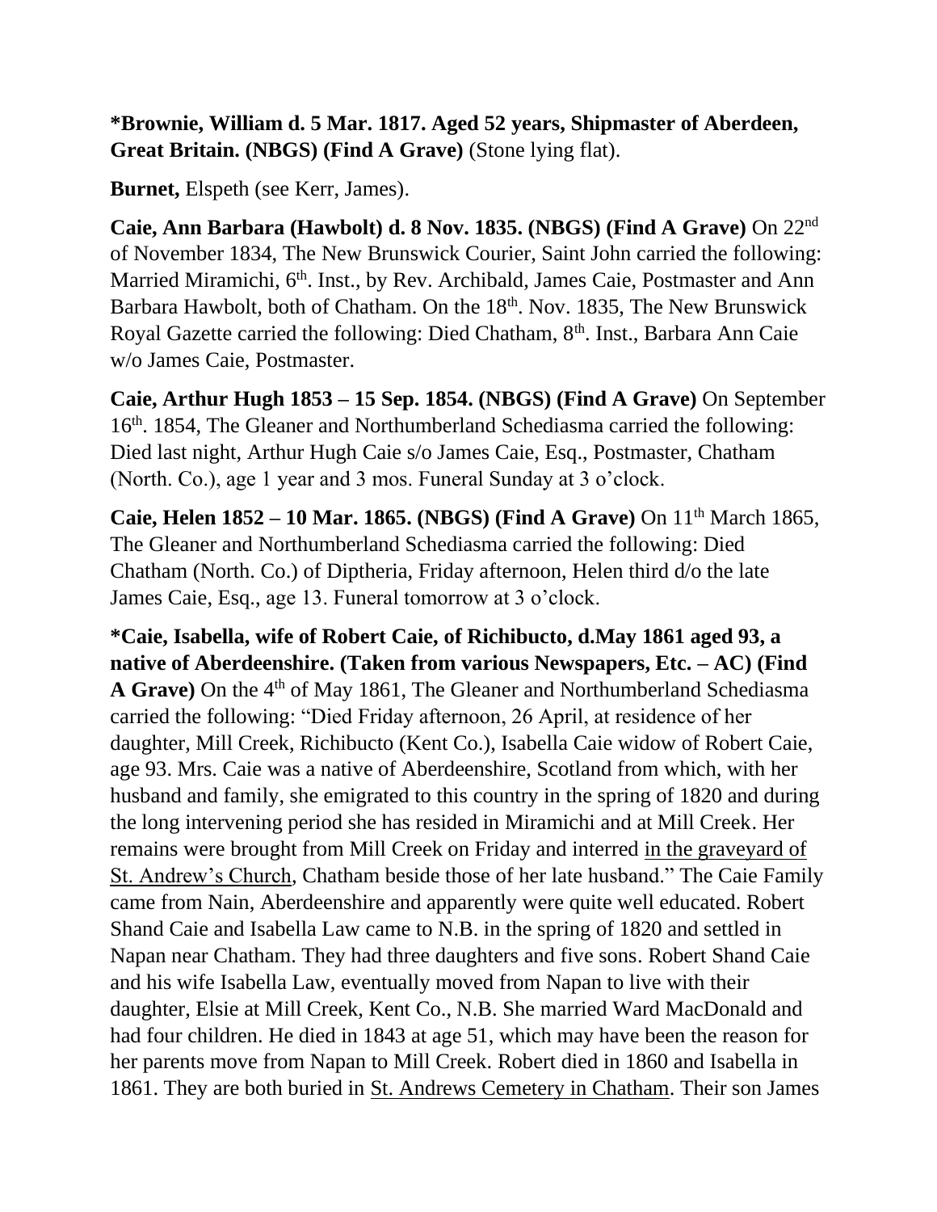**\*Brownie, William d. 5 Mar. 1817. Aged 52 years, Shipmaster of Aberdeen, Great Britain. (NBGS) (Find A Grave)** (Stone lying flat).

**Burnet,** Elspeth (see Kerr, James).

**Caie, Ann Barbara (Hawbolt) d. 8 Nov. 1835. (NBGS) (Find A Grave)** On 22nd of November 1834, The New Brunswick Courier, Saint John carried the following: Married Miramichi, 6th. Inst., by Rev. Archibald, James Caie, Postmaster and Ann Barbara Hawbolt, both of Chatham. On the 18th. Nov. 1835, The New Brunswick Royal Gazette carried the following: Died Chatham, 8th. Inst., Barbara Ann Caie w/o James Caie, Postmaster.

**Caie, Arthur Hugh 1853 – 15 Sep. 1854. (NBGS) (Find A Grave)** On September 16th. 1854, The Gleaner and Northumberland Schediasma carried the following: Died last night, Arthur Hugh Caie s/o James Caie, Esq., Postmaster, Chatham (North. Co.), age 1 year and 3 mos. Funeral Sunday at 3 o'clock.

**Caie, Helen 1852 – 10 Mar. 1865. (NBGS) (Find A Grave)** On 11th March 1865, The Gleaner and Northumberland Schediasma carried the following: Died Chatham (North. Co.) of Diptheria, Friday afternoon, Helen third d/o the late James Caie, Esq., age 13. Funeral tomorrow at 3 o'clock.

**\*Caie, Isabella, wife of Robert Caie, of Richibucto, d.May 1861 aged 93, a native of Aberdeenshire. (Taken from various Newspapers, Etc. – AC) (Find A Grave)** On the 4th of May 1861, The Gleaner and Northumberland Schediasma carried the following: "Died Friday afternoon, 26 April, at residence of her daughter, Mill Creek, Richibucto (Kent Co.), Isabella Caie widow of Robert Caie, age 93. Mrs. Caie was a native of Aberdeenshire, Scotland from which, with her husband and family, she emigrated to this country in the spring of 1820 and during the long intervening period she has resided in Miramichi and at Mill Creek. Her remains were brought from Mill Creek on Friday and interred <u>in the graveyard of St. Andrew's Church</u>, Chatham beside those of her late husband." The Caie Family came from Nain, Aberdeenshire and apparently were quite well educated. Robert Shand Caie and Isabella Law came to N.B. in the spring of 1820 and settled in Napan near Chatham. They had three daughters and five sons. Robert Shand Caie and his wife Isabella Law, eventually moved from Napan to live with their daughter, Elsie at Mill Creek, Kent Co., N.B. She married Ward MacDonald and had four children. He died in 1843 at age 51, which may have been the reason for her parents move from Napan to Mill Creek. Robert died in 1860 and Isabella in 1861. They are both buried in <u>St. Andrews Cemetery in Chatham</u>. Their son James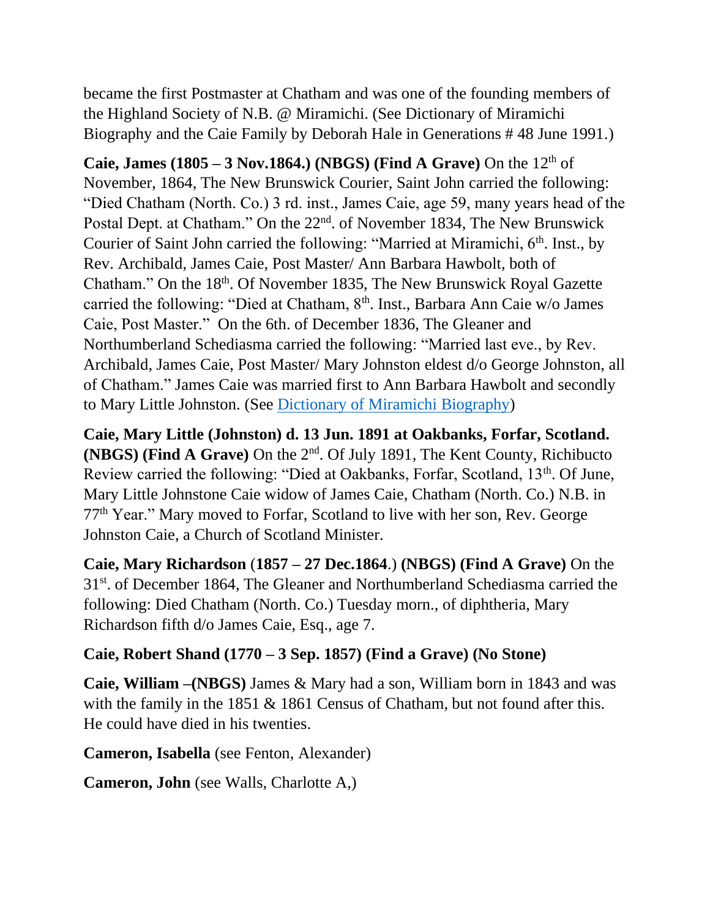became the first Postmaster at Chatham and was one of the founding members of the Highland Society of N.B. @ Miramichi. (See Dictionary of Miramichi Biography and the Caie Family by Deborah Hale in Generations # 48 June 1991.)

**Caie, James (1805 – 3 Nov.1864.) (NBGS) (Find A Grave)** On the 12th of November, 1864, The New Brunswick Courier, Saint John carried the following: "Died Chatham (North. Co.) 3 rd. inst., James Caie, age 59, many years head of the Postal Dept. at Chatham." On the 22nd. of November 1834, The New Brunswick Courier of Saint John carried the following: "Married at Miramichi, 6th. Inst., by Rev. Archibald, James Caie, Post Master/ Ann Barbara Hawbolt, both of Chatham." On the 18th. Of November 1835, The New Brunswick Royal Gazette carried the following: "Died at Chatham, 8th. Inst., Barbara Ann Caie w/o James Caie, Post Master." On the 6th. of December 1836, The Gleaner and Northumberland Schediasma carried the following: "Married last eve., by Rev. Archibald, James Caie, Post Master/ Mary Johnston eldest d/o George Johnston, all of Chatham." James Caie was married first to Ann Barbara Hawbolt and secondly to Mary Little Johnston. (See Dictionary of Miramichi Biography)

**Caie, Mary Little (Johnston) d. 13 Jun. 1891 at Oakbanks, Forfar, Scotland. (NBGS) (Find A Grave)** On the 2nd. Of July 1891, The Kent County, Richibucto Review carried the following: "Died at Oakbanks, Forfar, Scotland, 13th. Of June, Mary Little Johnstone Caie widow of James Caie, Chatham (North. Co.) N.B. in 77th Year." Mary moved to Forfar, Scotland to live with her son, Rev. George Johnston Caie, a Church of Scotland Minister.

**Caie, Mary Richardson** (**1857 – 27 Dec.1864**.) **(NBGS) (Find A Grave)** On the 31st. of December 1864, The Gleaner and Northumberland Schediasma carried the following: Died Chatham (North. Co.) Tuesday morn., of diphtheria, Mary Richardson fifth d/o James Caie, Esq., age 7.

**Caie, Robert Shand (1770 – 3 Sep. 1857) (Find a Grave) (No Stone)**

**Caie, William –(NBGS)** James & Mary had a son, William born in 1843 and was with the family in the 1851 & 1861 Census of Chatham, but not found after this. He could have died in his twenties.

**Cameron, Isabella** (see Fenton, Alexander)

**Cameron, John** (see Walls, Charlotte A,)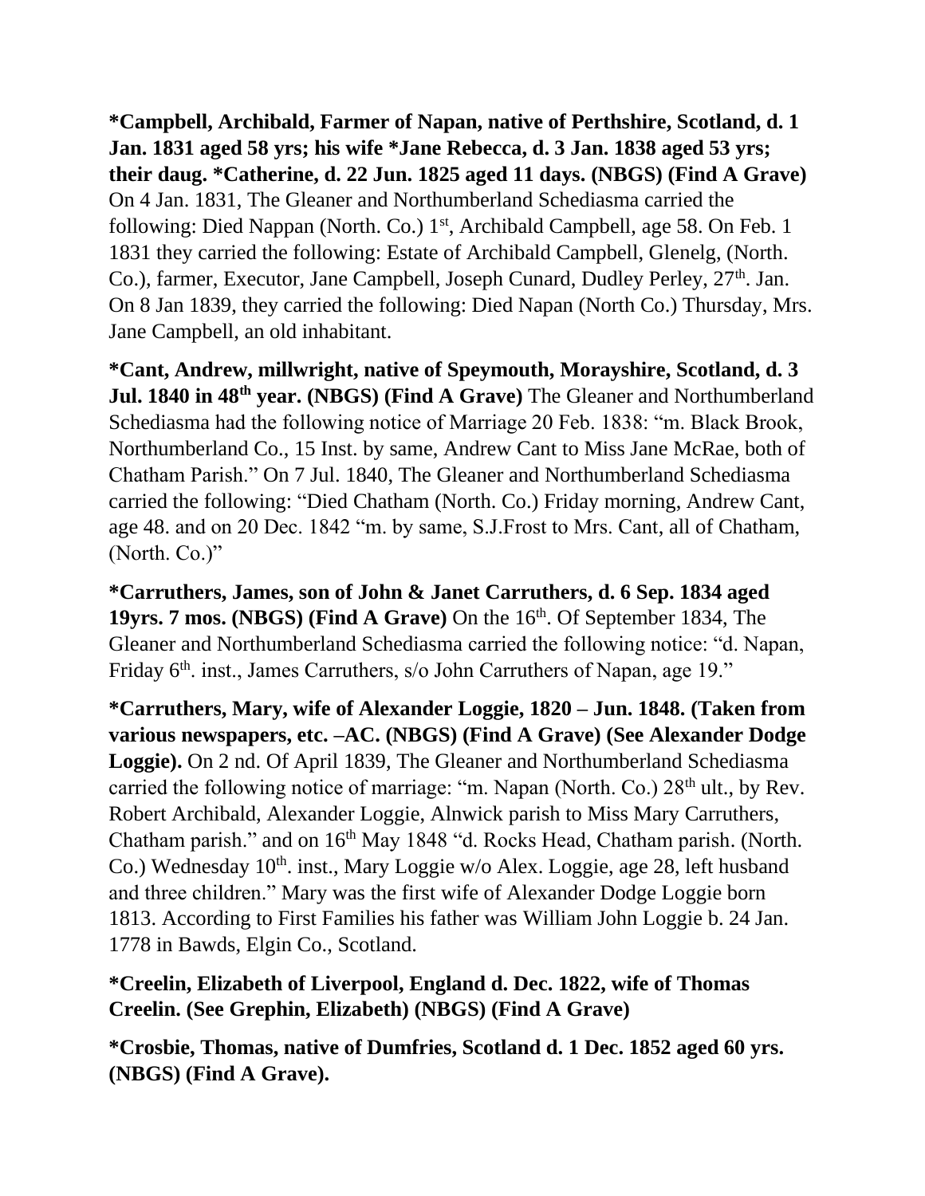**\*Campbell, Archibald, Farmer of Napan, native of Perthshire, Scotland, d. 1 Jan. 1831 aged 58 yrs; his wife \*Jane Rebecca, d. 3 Jan. 1838 aged 53 yrs; their daug. \*Catherine, d. 22 Jun. 1825 aged 11 days. (NBGS) (Find A Grave)** On 4 Jan. 1831, The Gleaner and Northumberland Schediasma carried the following: Died Nappan (North. Co.) 1st, Archibald Campbell, age 58. On Feb. 1 1831 they carried the following: Estate of Archibald Campbell, Glenelg, (North. Co.), farmer, Executor, Jane Campbell, Joseph Cunard, Dudley Perley, 27th. Jan. On 8 Jan 1839, they carried the following: Died Napan (North Co.) Thursday, Mrs. Jane Campbell, an old inhabitant.

**\*Cant, Andrew, millwright, native of Speymouth, Morayshire, Scotland, d. 3 Jul. 1840 in 48th year. (NBGS) (Find A Grave)** The Gleaner and Northumberland Schediasma had the following notice of Marriage 20 Feb. 1838: "m. Black Brook, Northumberland Co., 15 Inst. by same, Andrew Cant to Miss Jane McRae, both of Chatham Parish." On 7 Jul. 1840, The Gleaner and Northumberland Schediasma carried the following: "Died Chatham (North. Co.) Friday morning, Andrew Cant, age 48. and on 20 Dec. 1842 "m. by same, S.J.Frost to Mrs. Cant, all of Chatham, (North. Co.)"

**\*Carruthers, James, son of John & Janet Carruthers, d. 6 Sep. 1834 aged 19yrs. 7 mos. (NBGS) (Find A Grave)** On the 16th. Of September 1834, The Gleaner and Northumberland Schediasma carried the following notice: "d. Napan, Friday 6th. inst., James Carruthers, s/o John Carruthers of Napan, age 19."

**\*Carruthers, Mary, wife of Alexander Loggie, 1820 – Jun. 1848. (Taken from various newspapers, etc. –AC. (NBGS) (Find A Grave) (See Alexander Dodge Loggie).** On 2 nd. Of April 1839, The Gleaner and Northumberland Schediasma carried the following notice of marriage: "m. Napan (North. Co.) 28th ult., by Rev. Robert Archibald, Alexander Loggie, Alnwick parish to Miss Mary Carruthers, Chatham parish." and on 16th May 1848 "d. Rocks Head, Chatham parish. (North. Co.) Wednesday 10th. inst., Mary Loggie w/o Alex. Loggie, age 28, left husband and three children." Mary was the first wife of Alexander Dodge Loggie born 1813. According to First Families his father was William John Loggie b. 24 Jan. 1778 in Bawds, Elgin Co., Scotland.

**\*Creelin, Elizabeth of Liverpool, England d. Dec. 1822, wife of Thomas Creelin. (See Grephin, Elizabeth) (NBGS) (Find A Grave)**

**\*Crosbie, Thomas, native of Dumfries, Scotland d. 1 Dec. 1852 aged 60 yrs. (NBGS) (Find A Grave).**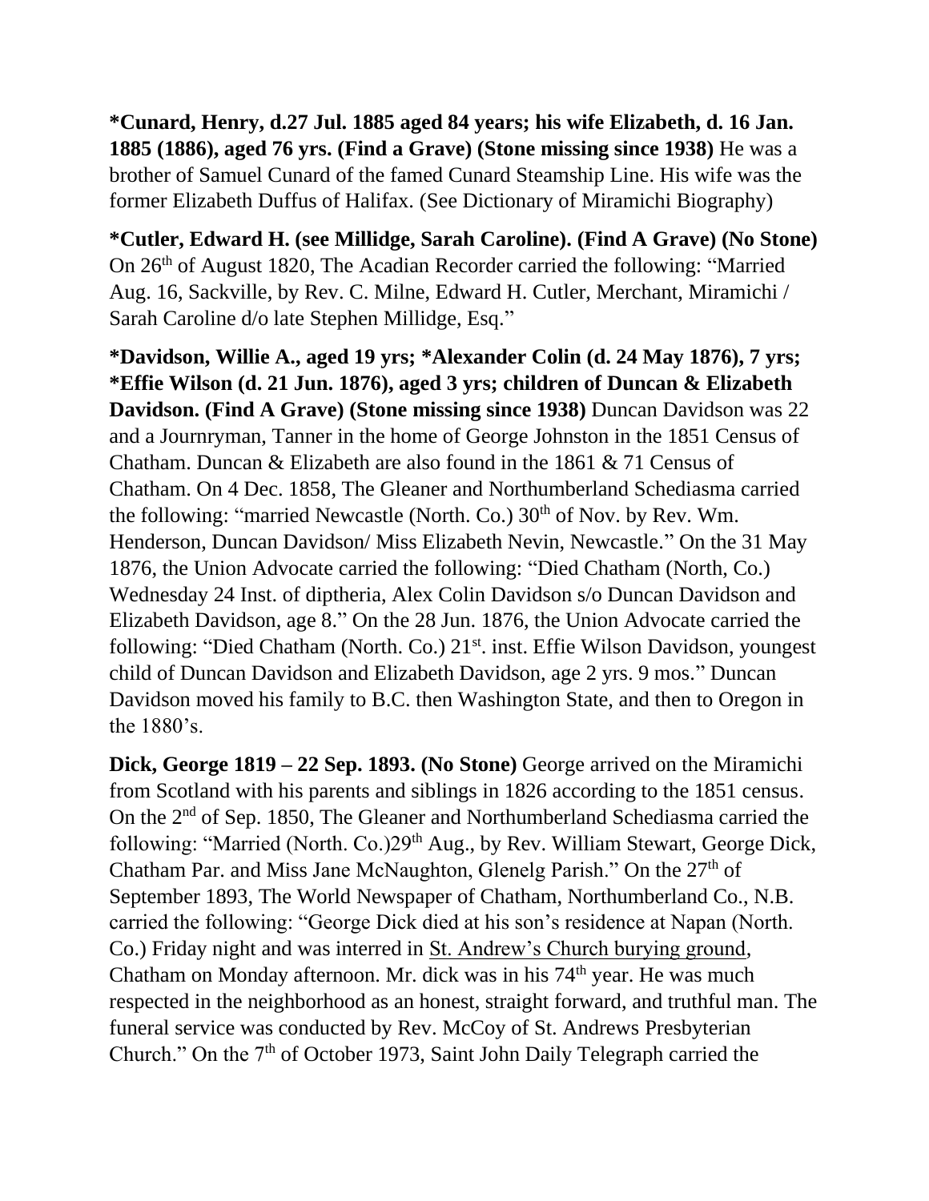**\*Cunard, Henry, d.27 Jul. 1885 aged 84 years; his wife Elizabeth, d. 16 Jan. 1885 (1886), aged 76 yrs. (Find a Grave) (Stone missing since 1938)** He was a brother of Samuel Cunard of the famed Cunard Steamship Line. His wife was the former Elizabeth Duffus of Halifax. (See Dictionary of Miramichi Biography)

**\*Cutler, Edward H. (see Millidge, Sarah Caroline). (Find A Grave) (No Stone)** On 26th of August 1820, The Acadian Recorder carried the following: "Married Aug. 16, Sackville, by Rev. C. Milne, Edward H. Cutler, Merchant, Miramichi / Sarah Caroline d/o late Stephen Millidge, Esq."

**\*Davidson, Willie A., aged 19 yrs; \*Alexander Colin (d. 24 May 1876), 7 yrs; \*Effie Wilson (d. 21 Jun. 1876), aged 3 yrs; children of Duncan & Elizabeth Davidson. (Find A Grave) (Stone missing since 1938)** Duncan Davidson was 22 and a Journryman, Tanner in the home of George Johnston in the 1851 Census of Chatham. Duncan & Elizabeth are also found in the 1861 & 71 Census of Chatham. On 4 Dec. 1858, The Gleaner and Northumberland Schediasma carried the following: "married Newcastle (North. Co.) 30th of Nov. by Rev. Wm. Henderson, Duncan Davidson/ Miss Elizabeth Nevin, Newcastle." On the 31 May 1876, the Union Advocate carried the following: "Died Chatham (North, Co.) Wednesday 24 Inst. of diptheria, Alex Colin Davidson s/o Duncan Davidson and Elizabeth Davidson, age 8." On the 28 Jun. 1876, the Union Advocate carried the following: "Died Chatham (North. Co.) 21st. inst. Effie Wilson Davidson, youngest child of Duncan Davidson and Elizabeth Davidson, age 2 yrs. 9 mos." Duncan Davidson moved his family to B.C. then Washington State, and then to Oregon in the 1880's.

**Dick, George 1819 – 22 Sep. 1893. (No Stone)** George arrived on the Miramichi from Scotland with his parents and siblings in 1826 according to the 1851 census. On the 2nd of Sep. 1850, The Gleaner and Northumberland Schediasma carried the following: "Married (North. Co.)29th Aug., by Rev. William Stewart, George Dick, Chatham Par. and Miss Jane McNaughton, Glenelg Parish." On the 27th of September 1893, The World Newspaper of Chatham, Northumberland Co., N.B. carried the following: "George Dick died at his son's residence at Napan (North. Co.) Friday night and was interred in <u>St. Andrew's Church burying ground</u>, Chatham on Monday afternoon. Mr. dick was in his 74th year. He was much respected in the neighborhood as an honest, straight forward, and truthful man. The funeral service was conducted by Rev. McCoy of St. Andrews Presbyterian Church." On the 7th of October 1973, Saint John Daily Telegraph carried the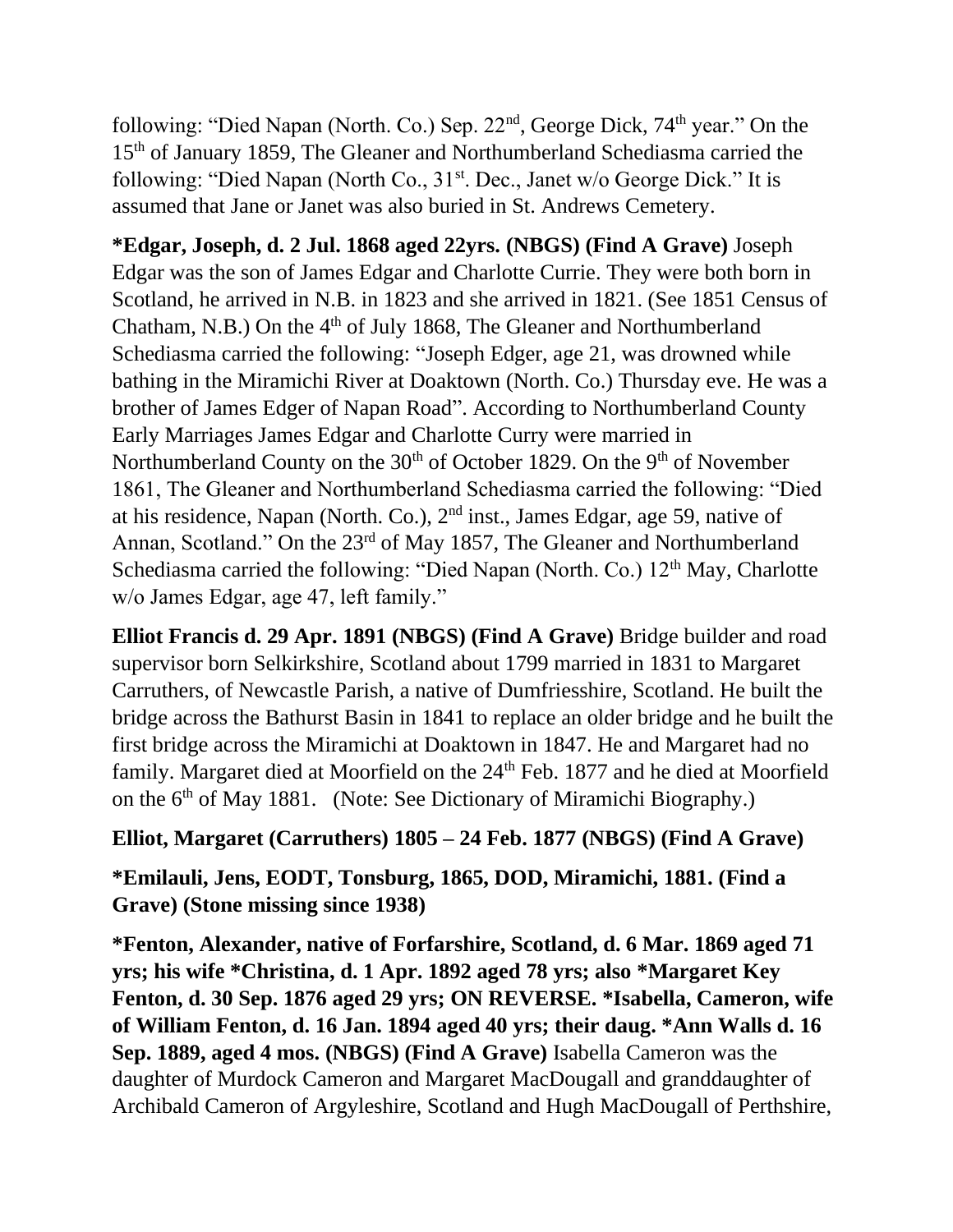following: "Died Napan (North. Co.) Sep. 22nd, George Dick, 74th year." On the 15th of January 1859, The Gleaner and Northumberland Schediasma carried the following: "Died Napan (North Co., 31st. Dec., Janet w/o George Dick." It is assumed that Jane or Janet was also buried in St. Andrews Cemetery.

**\*Edgar, Joseph, d. 2 Jul. 1868 aged 22yrs. (NBGS) (Find A Grave)** Joseph Edgar was the son of James Edgar and Charlotte Currie. They were both born in Scotland, he arrived in N.B. in 1823 and she arrived in 1821. (See 1851 Census of Chatham, N.B.) On the 4th of July 1868, The Gleaner and Northumberland Schediasma carried the following: "Joseph Edger, age 21, was drowned while bathing in the Miramichi River at Doaktown (North. Co.) Thursday eve. He was a brother of James Edger of Napan Road". According to Northumberland County Early Marriages James Edgar and Charlotte Curry were married in Northumberland County on the 30th of October 1829. On the 9th of November 1861, The Gleaner and Northumberland Schediasma carried the following: "Died at his residence, Napan (North. Co.), 2nd inst., James Edgar, age 59, native of Annan, Scotland." On the 23rd of May 1857, The Gleaner and Northumberland Schediasma carried the following: "Died Napan (North. Co.) 12th May, Charlotte w/o James Edgar, age 47, left family."

**Elliot Francis d. 29 Apr. 1891 (NBGS) (Find A Grave)** Bridge builder and road supervisor born Selkirkshire, Scotland about 1799 married in 1831 to Margaret Carruthers, of Newcastle Parish, a native of Dumfriesshire, Scotland. He built the bridge across the Bathurst Basin in 1841 to replace an older bridge and he built the first bridge across the Miramichi at Doaktown in 1847. He and Margaret had no family. Margaret died at Moorfield on the 24th Feb. 1877 and he died at Moorfield on the 6th of May 1881. (Note: See Dictionary of Miramichi Biography.)

**Elliot, Margaret (Carruthers) 1805 – 24 Feb. 1877 (NBGS) (Find A Grave)**

**\*Emilauli, Jens, EODT, Tonsburg, 1865, DOD, Miramichi, 1881. (Find a Grave) (Stone missing since 1938)**

**\*Fenton, Alexander, native of Forfarshire, Scotland, d. 6 Mar. 1869 aged 71 yrs; his wife \*Christina, d. 1 Apr. 1892 aged 78 yrs; also \*Margaret Key Fenton, d. 30 Sep. 1876 aged 29 yrs; ON REVERSE. \*Isabella, Cameron, wife of William Fenton, d. 16 Jan. 1894 aged 40 yrs; their daug. \*Ann Walls d. 16 Sep. 1889, aged 4 mos. (NBGS) (Find A Grave)** Isabella Cameron was the daughter of Murdock Cameron and Margaret MacDougall and granddaughter of Archibald Cameron of Argyleshire, Scotland and Hugh MacDougall of Perthshire,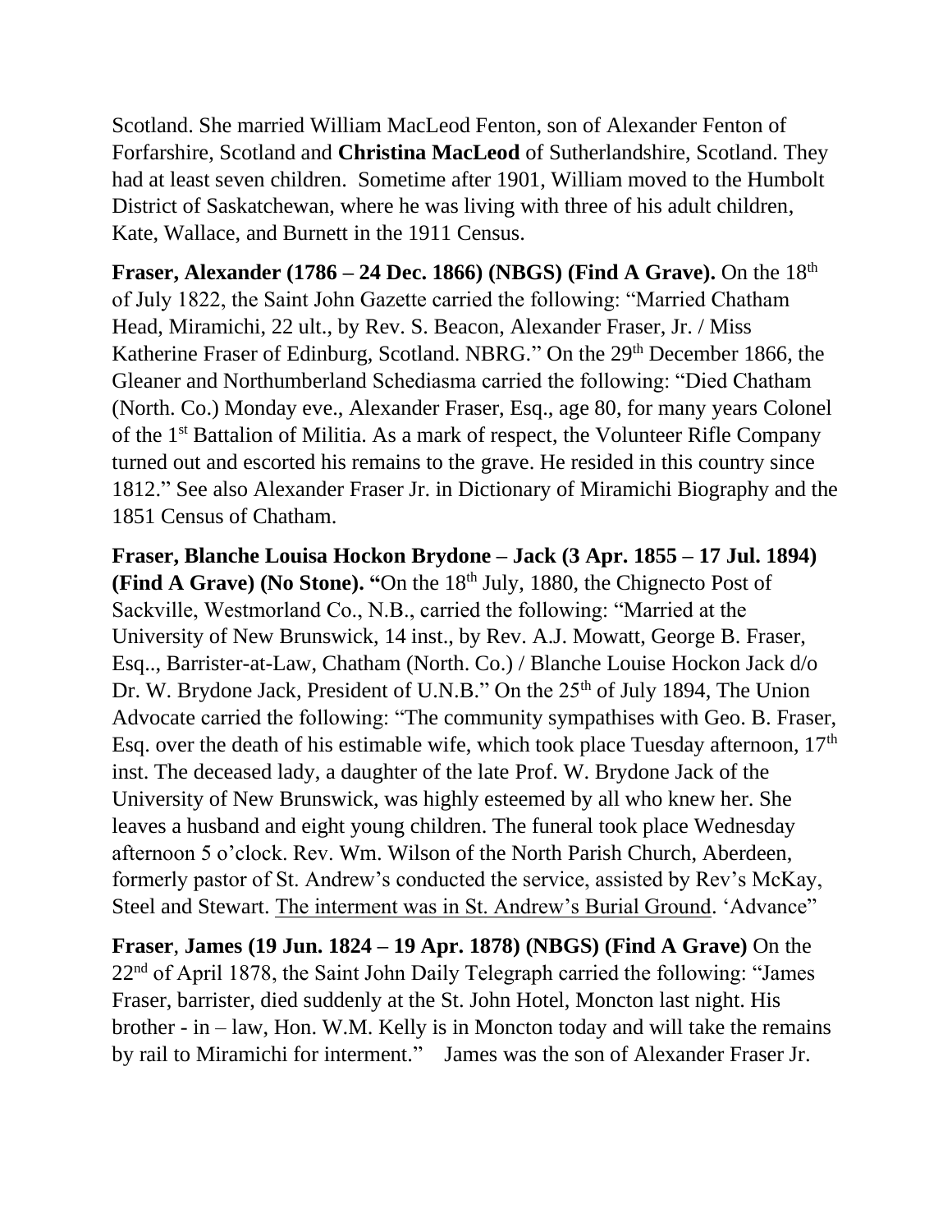Scotland. She married William MacLeod Fenton, son of Alexander Fenton of Forfarshire, Scotland and **Christina MacLeod** of Sutherlandshire, Scotland. They had at least seven children. Sometime after 1901, William moved to the Humbolt District of Saskatchewan, where he was living with three of his adult children, Kate, Wallace, and Burnett in the 1911 Census.

**Fraser, Alexander (1786 – 24 Dec. 1866) (NBGS) (Find A Grave).** On the 18th of July 1822, the Saint John Gazette carried the following: "Married Chatham Head, Miramichi, 22 ult., by Rev. S. Beacon, Alexander Fraser, Jr. / Miss Katherine Fraser of Edinburg, Scotland. NBRG." On the 29th December 1866, the Gleaner and Northumberland Schediasma carried the following: "Died Chatham (North. Co.) Monday eve., Alexander Fraser, Esq., age 80, for many years Colonel of the 1st Battalion of Militia. As a mark of respect, the Volunteer Rifle Company turned out and escorted his remains to the grave. He resided in this country since 1812." See also Alexander Fraser Jr. in Dictionary of Miramichi Biography and the 1851 Census of Chatham.

**Fraser, Blanche Louisa Hockon Brydone – Jack (3 Apr. 1855 – 17 Jul. 1894) (Find A Grave) (No Stone). "**On the 18th July, 1880, the Chignecto Post of Sackville, Westmorland Co., N.B., carried the following: "Married at the University of New Brunswick, 14 inst., by Rev. A.J. Mowatt, George B. Fraser, Esq.., Barrister-at-Law, Chatham (North. Co.) / Blanche Louise Hockon Jack d/o Dr. W. Brydone Jack, President of U.N.B." On the 25th of July 1894, The Union Advocate carried the following: "The community sympathises with Geo. B. Fraser, Esq. over the death of his estimable wife, which took place Tuesday afternoon, 17th inst. The deceased lady, a daughter of the late Prof. W. Brydone Jack of the University of New Brunswick, was highly esteemed by all who knew her. She leaves a husband and eight young children. The funeral took place Wednesday afternoon 5 o'clock. Rev. Wm. Wilson of the North Parish Church, Aberdeen, formerly pastor of St. Andrew's conducted the service, assisted by Rev's McKay, Steel and Stewart. <u>The interment was in St. Andrew's Burial Ground</u>. 'Advance"

**Fraser**, **James (19 Jun. 1824 – 19 Apr. 1878) (NBGS) (Find A Grave)** On the 22nd of April 1878, the Saint John Daily Telegraph carried the following: "James Fraser, barrister, died suddenly at the St. John Hotel, Moncton last night. His brother - in – law, Hon. W.M. Kelly is in Moncton today and will take the remains by rail to Miramichi for interment." James was the son of Alexander Fraser Jr.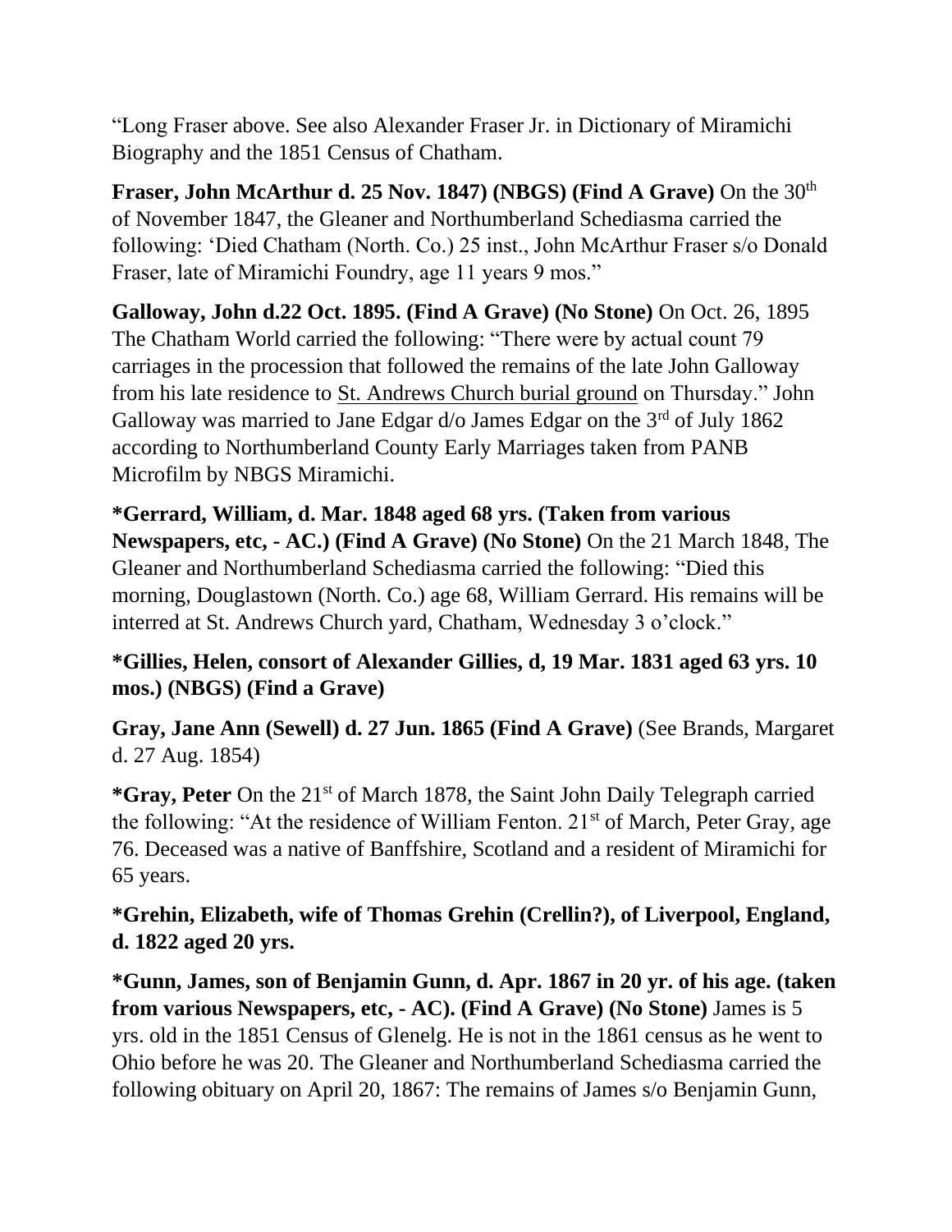"Long Fraser above. See also Alexander Fraser Jr. in Dictionary of Miramichi Biography and the 1851 Census of Chatham.

**Fraser, John McArthur d. 25 Nov. 1847) (NBGS) (Find A Grave)** On the 30th of November 1847, the Gleaner and Northumberland Schediasma carried the following: 'Died Chatham (North. Co.) 25 inst., John McArthur Fraser s/o Donald Fraser, late of Miramichi Foundry, age 11 years 9 mos."

**Galloway, John d.22 Oct. 1895. (Find A Grave) (No Stone)** On Oct. 26, 1895 The Chatham World carried the following: "There were by actual count 79 carriages in the procession that followed the remains of the late John Galloway from his late residence to St. Andrews Church burial ground on Thursday." John Galloway was married to Jane Edgar d/o James Edgar on the 3rd of July 1862 according to Northumberland County Early Marriages taken from PANB Microfilm by NBGS Miramichi.

**\*Gerrard, William, d. Mar. 1848 aged 68 yrs. (Taken from various Newspapers, etc, - AC.) (Find A Grave) (No Stone)** On the 21 March 1848, The Gleaner and Northumberland Schediasma carried the following: "Died this morning, Douglastown (North. Co.) age 68, William Gerrard. His remains will be interred at St. Andrews Church yard, Chatham, Wednesday 3 o'clock."

**\*Gillies, Helen, consort of Alexander Gillies, d, 19 Mar. 1831 aged 63 yrs. 10 mos.) (NBGS) (Find a Grave)**

**Gray, Jane Ann (Sewell) d. 27 Jun. 1865 (Find A Grave)** (See Brands, Margaret d. 27 Aug. 1854)

**\*Gray, Peter** On the 21st of March 1878, the Saint John Daily Telegraph carried the following: "At the residence of William Fenton. 21st of March, Peter Gray, age 76. Deceased was a native of Banffshire, Scotland and a resident of Miramichi for 65 years.

**\*Grehin, Elizabeth, wife of Thomas Grehin (Crellin?), of Liverpool, England, d. 1822 aged 20 yrs.**

**\*Gunn, James, son of Benjamin Gunn, d. Apr. 1867 in 20 yr. of his age. (taken from various Newspapers, etc, - AC). (Find A Grave) (No Stone)** James is 5 yrs. old in the 1851 Census of Glenelg. He is not in the 1861 census as he went to Ohio before he was 20. The Gleaner and Northumberland Schediasma carried the following obituary on April 20, 1867: The remains of James s/o Benjamin Gunn,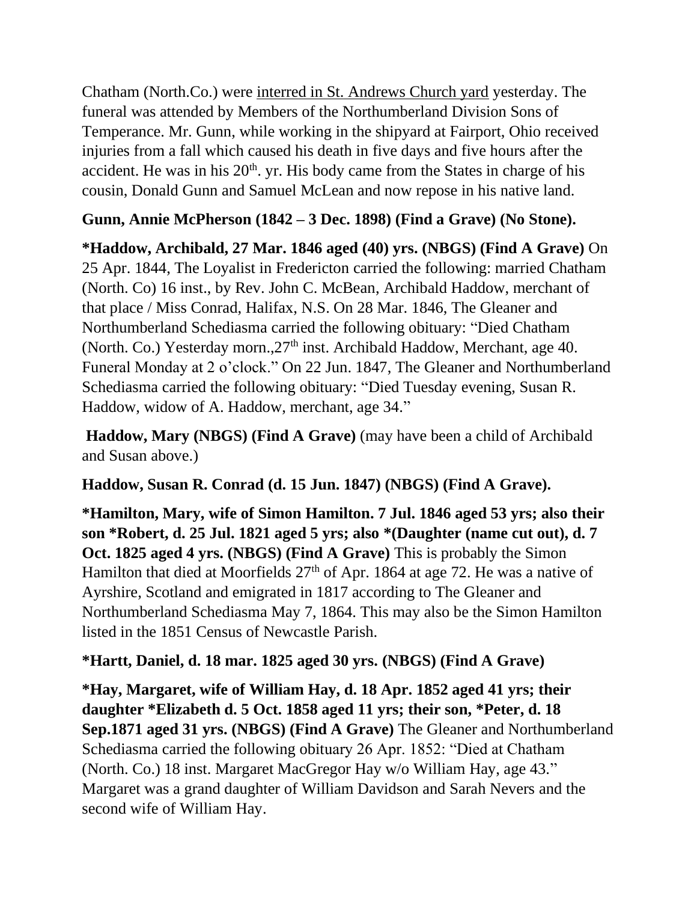Chatham (North.Co.) were <u>interred in St. Andrews Church yard</u> yesterday. The funeral was attended by Members of the Northumberland Division Sons of Temperance. Mr. Gunn, while working in the shipyard at Fairport, Ohio received injuries from a fall which caused his death in five days and five hours after the accident. He was in his 20th. yr. His body came from the States in charge of his cousin, Donald Gunn and Samuel McLean and now repose in his native land.

**Gunn, Annie McPherson (1842 – 3 Dec. 1898) (Find a Grave) (No Stone).**

**\*Haddow, Archibald, 27 Mar. 1846 aged (40) yrs. (NBGS) (Find A Grave)** On 25 Apr. 1844, The Loyalist in Fredericton carried the following: married Chatham (North. Co) 16 inst., by Rev. John C. McBean, Archibald Haddow, merchant of that place / Miss Conrad, Halifax, N.S. On 28 Mar. 1846, The Gleaner and Northumberland Schediasma carried the following obituary: "Died Chatham (North. Co.) Yesterday morn.,27th inst. Archibald Haddow, Merchant, age 40. Funeral Monday at 2 o'clock." On 22 Jun. 1847, The Gleaner and Northumberland Schediasma carried the following obituary: "Died Tuesday evening, Susan R. Haddow, widow of A. Haddow, merchant, age 34."

**Haddow, Mary (NBGS) (Find A Grave)** (may have been a child of Archibald and Susan above.)

**Haddow, Susan R. Conrad (d. 15 Jun. 1847) (NBGS) (Find A Grave).**

**\*Hamilton, Mary, wife of Simon Hamilton. 7 Jul. 1846 aged 53 yrs; also their son \*Robert, d. 25 Jul. 1821 aged 5 yrs; also \*(Daughter (name cut out), d. 7 Oct. 1825 aged 4 yrs. (NBGS) (Find A Grave)** This is probably the Simon Hamilton that died at Moorfields 27th of Apr. 1864 at age 72. He was a native of Ayrshire, Scotland and emigrated in 1817 according to The Gleaner and Northumberland Schediasma May 7, 1864. This may also be the Simon Hamilton listed in the 1851 Census of Newcastle Parish.

**\*Hartt, Daniel, d. 18 mar. 1825 aged 30 yrs. (NBGS) (Find A Grave)**

**\*Hay, Margaret, wife of William Hay, d. 18 Apr. 1852 aged 41 yrs; their daughter \*Elizabeth d. 5 Oct. 1858 aged 11 yrs; their son, \*Peter, d. 18 Sep.1871 aged 31 yrs. (NBGS) (Find A Grave)** The Gleaner and Northumberland Schediasma carried the following obituary 26 Apr. 1852: "Died at Chatham (North. Co.) 18 inst. Margaret MacGregor Hay w/o William Hay, age 43." Margaret was a grand daughter of William Davidson and Sarah Nevers and the second wife of William Hay.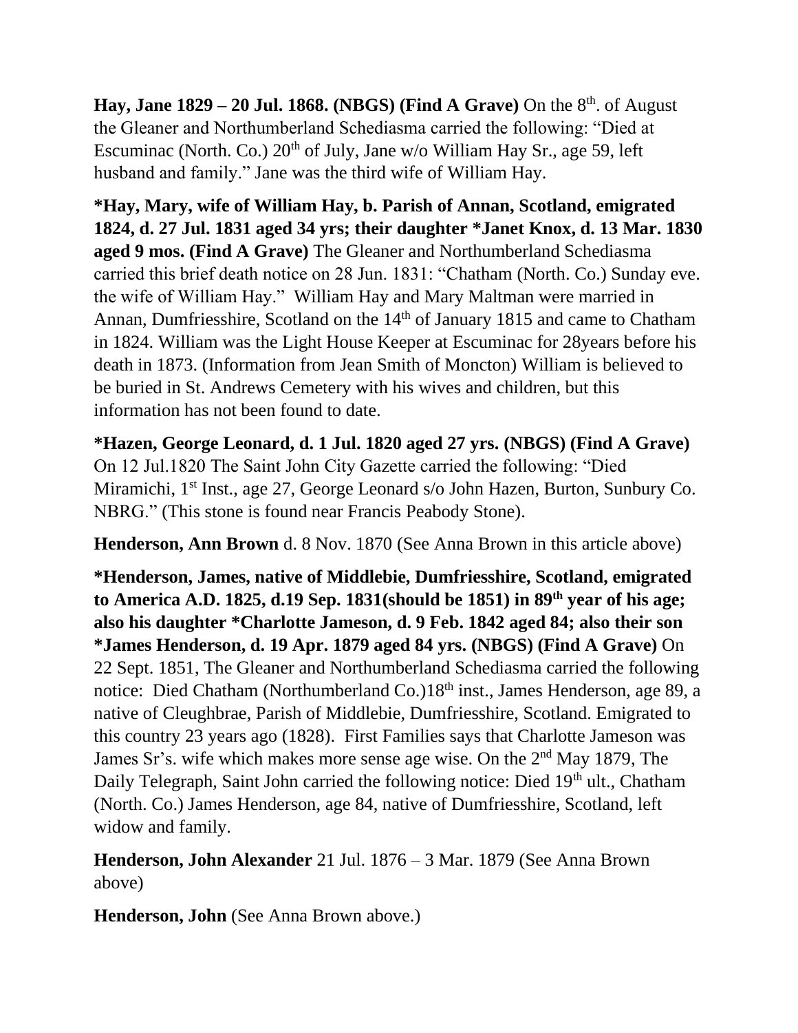**Hay, Jane 1829 – 20 Jul. 1868. (NBGS) (Find A Grave)** On the 8th. of August the Gleaner and Northumberland Schediasma carried the following: "Died at Escuminac (North. Co.) 20th of July, Jane w/o William Hay Sr., age 59, left husband and family." Jane was the third wife of William Hay.

**\*Hay, Mary, wife of William Hay, b. Parish of Annan, Scotland, emigrated 1824, d. 27 Jul. 1831 aged 34 yrs; their daughter \*Janet Knox, d. 13 Mar. 1830 aged 9 mos. (Find A Grave)** The Gleaner and Northumberland Schediasma carried this brief death notice on 28 Jun. 1831: "Chatham (North. Co.) Sunday eve. the wife of William Hay." William Hay and Mary Maltman were married in Annan, Dumfriesshire, Scotland on the 14th of January 1815 and came to Chatham in 1824. William was the Light House Keeper at Escuminac for 28years before his death in 1873. (Information from Jean Smith of Moncton) William is believed to be buried in St. Andrews Cemetery with his wives and children, but this information has not been found to date.

**\*Hazen, George Leonard, d. 1 Jul. 1820 aged 27 yrs. (NBGS) (Find A Grave)** On 12 Jul.1820 The Saint John City Gazette carried the following: "Died Miramichi, 1st Inst., age 27, George Leonard s/o John Hazen, Burton, Sunbury Co. NBRG." (This stone is found near Francis Peabody Stone).

**Henderson, Ann Brown** d. 8 Nov. 1870 (See Anna Brown in this article above)

**\*Henderson, James, native of Middlebie, Dumfriesshire, Scotland, emigrated to America A.D. 1825, d.19 Sep. 1831(should be 1851) in 89th year of his age; also his daughter \*Charlotte Jameson, d. 9 Feb. 1842 aged 84; also their son \*James Henderson, d. 19 Apr. 1879 aged 84 yrs. (NBGS) (Find A Grave)** On 22 Sept. 1851, The Gleaner and Northumberland Schediasma carried the following notice: Died Chatham (Northumberland Co.)18th inst., James Henderson, age 89, a native of Cleughbrae, Parish of Middlebie, Dumfriesshire, Scotland. Emigrated to this country 23 years ago (1828). First Families says that Charlotte Jameson was James Sr's. wife which makes more sense age wise. On the 2nd May 1879, The Daily Telegraph, Saint John carried the following notice: Died 19th ult., Chatham (North. Co.) James Henderson, age 84, native of Dumfriesshire, Scotland, left widow and family.

**Henderson, John Alexander** 21 Jul. 1876 – 3 Mar. 1879 (See Anna Brown above)

**Henderson, John** (See Anna Brown above.)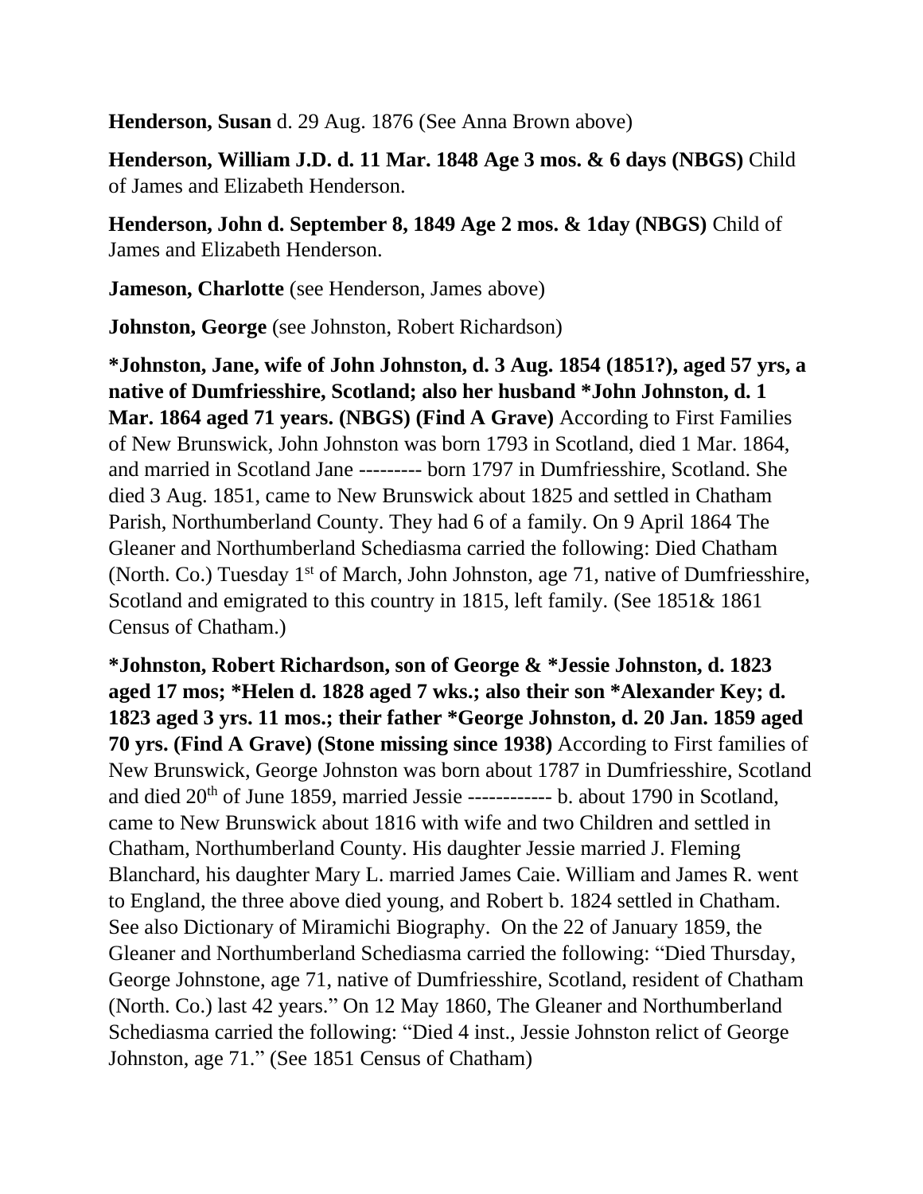**Henderson, Susan** d. 29 Aug. 1876 (See Anna Brown above)

**Henderson, William J.D. d. 11 Mar. 1848 Age 3 mos. & 6 days (NBGS)** Child of James and Elizabeth Henderson.

**Henderson, John d. September 8, 1849 Age 2 mos. & 1day (NBGS)** Child of James and Elizabeth Henderson.

**Jameson, Charlotte** (see Henderson, James above)

**Johnston, George** (see Johnston, Robert Richardson)

**\*Johnston, Jane, wife of John Johnston, d. 3 Aug. 1854 (1851?), aged 57 yrs, a native of Dumfriesshire, Scotland; also her husband \*John Johnston, d. 1 Mar. 1864 aged 71 years. (NBGS) (Find A Grave)** According to First Families of New Brunswick, John Johnston was born 1793 in Scotland, died 1 Mar. 1864, and married in Scotland Jane --------- born 1797 in Dumfriesshire, Scotland. She died 3 Aug. 1851, came to New Brunswick about 1825 and settled in Chatham Parish, Northumberland County. They had 6 of a family. On 9 April 1864 The Gleaner and Northumberland Schediasma carried the following: Died Chatham (North. Co.) Tuesday 1st of March, John Johnston, age 71, native of Dumfriesshire, Scotland and emigrated to this country in 1815, left family. (See 1851& 1861 Census of Chatham.)

**\*Johnston, Robert Richardson, son of George & \*Jessie Johnston, d. 1823 aged 17 mos; \*Helen d. 1828 aged 7 wks.; also their son \*Alexander Key; d. 1823 aged 3 yrs. 11 mos.; their father \*George Johnston, d. 20 Jan. 1859 aged 70 yrs. (Find A Grave) (Stone missing since 1938)** According to First families of New Brunswick, George Johnston was born about 1787 in Dumfriesshire, Scotland and died 20th of June 1859, married Jessie ------------ b. about 1790 in Scotland, came to New Brunswick about 1816 with wife and two Children and settled in Chatham, Northumberland County. His daughter Jessie married J. Fleming Blanchard, his daughter Mary L. married James Caie. William and James R. went to England, the three above died young, and Robert b. 1824 settled in Chatham. See also Dictionary of Miramichi Biography. On the 22 of January 1859, the Gleaner and Northumberland Schediasma carried the following: "Died Thursday, George Johnstone, age 71, native of Dumfriesshire, Scotland, resident of Chatham (North. Co.) last 42 years." On 12 May 1860, The Gleaner and Northumberland Schediasma carried the following: "Died 4 inst., Jessie Johnston relict of George Johnston, age 71." (See 1851 Census of Chatham)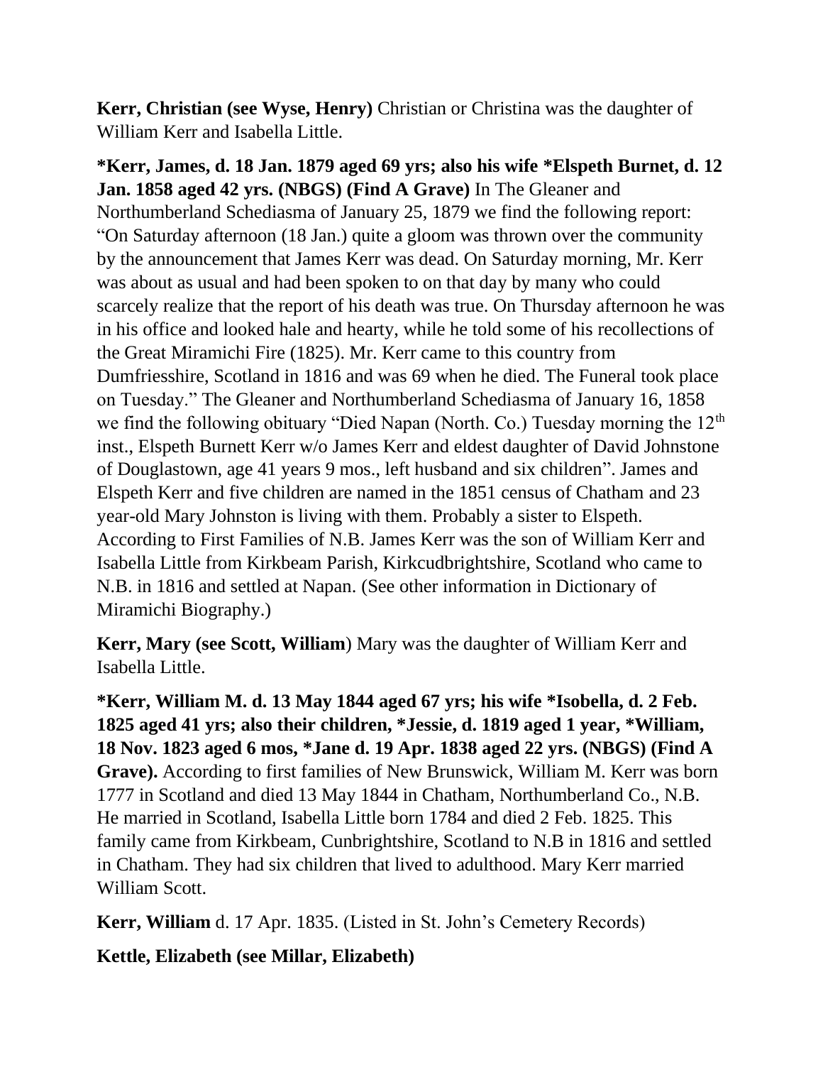**Kerr, Christian (see Wyse, Henry)** Christian or Christina was the daughter of William Kerr and Isabella Little.

**\*Kerr, James, d. 18 Jan. 1879 aged 69 yrs; also his wife \*Elspeth Burnet, d. 12 Jan. 1858 aged 42 yrs. (NBGS) (Find A Grave)** In The Gleaner and Northumberland Schediasma of January 25, 1879 we find the following report: "On Saturday afternoon (18 Jan.) quite a gloom was thrown over the community by the announcement that James Kerr was dead. On Saturday morning, Mr. Kerr was about as usual and had been spoken to on that day by many who could scarcely realize that the report of his death was true. On Thursday afternoon he was in his office and looked hale and hearty, while he told some of his recollections of the Great Miramichi Fire (1825). Mr. Kerr came to this country from Dumfriesshire, Scotland in 1816 and was 69 when he died. The Funeral took place on Tuesday." The Gleaner and Northumberland Schediasma of January 16, 1858 we find the following obituary "Died Napan (North. Co.) Tuesday morning the 12th inst., Elspeth Burnett Kerr w/o James Kerr and eldest daughter of David Johnstone of Douglastown, age 41 years 9 mos., left husband and six children". James and Elspeth Kerr and five children are named in the 1851 census of Chatham and 23 year-old Mary Johnston is living with them. Probably a sister to Elspeth. According to First Families of N.B. James Kerr was the son of William Kerr and Isabella Little from Kirkbeam Parish, Kirkcudbrightshire, Scotland who came to N.B. in 1816 and settled at Napan. (See other information in Dictionary of Miramichi Biography.)

**Kerr, Mary (see Scott, William**) Mary was the daughter of William Kerr and Isabella Little.

**\*Kerr, William M. d. 13 May 1844 aged 67 yrs; his wife \*Isobella, d. 2 Feb. 1825 aged 41 yrs; also their children, \*Jessie, d. 1819 aged 1 year, \*William, 18 Nov. 1823 aged 6 mos, \*Jane d. 19 Apr. 1838 aged 22 yrs. (NBGS) (Find A Grave).** According to first families of New Brunswick, William M. Kerr was born 1777 in Scotland and died 13 May 1844 in Chatham, Northumberland Co., N.B. He married in Scotland, Isabella Little born 1784 and died 2 Feb. 1825. This family came from Kirkbeam, Cunbrightshire, Scotland to N.B in 1816 and settled in Chatham. They had six children that lived to adulthood. Mary Kerr married William Scott.

**Kerr, William** d. 17 Apr. 1835. (Listed in St. John's Cemetery Records)

**Kettle, Elizabeth (see Millar, Elizabeth)**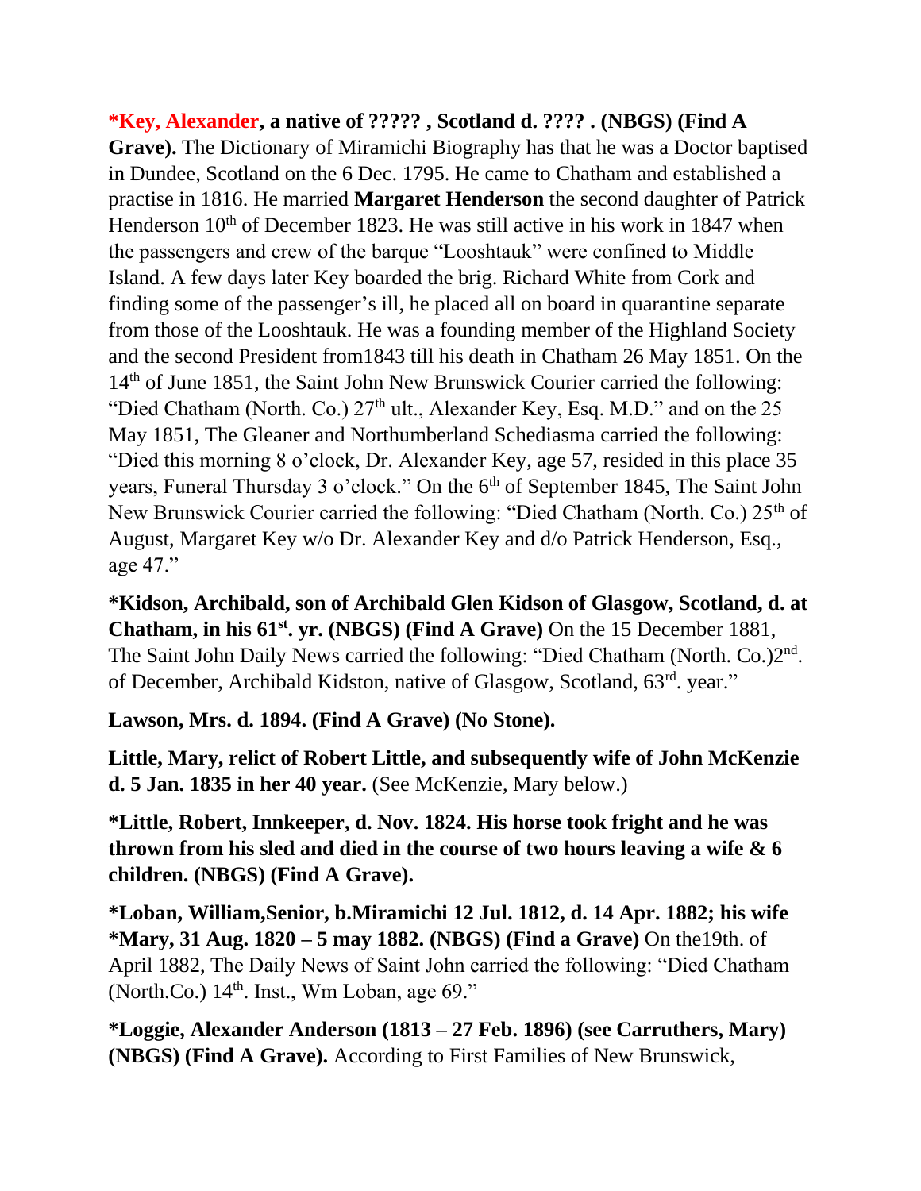**\*Key, Alexander, a native of ????? , Scotland d. ???? . (NBGS) (Find A Grave).** The Dictionary of Miramichi Biography has that he was a Doctor baptised in Dundee, Scotland on the 6 Dec. 1795. He came to Chatham and established a practise in 1816. He married **Margaret Henderson** the second daughter of Patrick Henderson 10th of December 1823. He was still active in his work in 1847 when the passengers and crew of the barque "Looshtauk" were confined to Middle Island. A few days later Key boarded the brig. Richard White from Cork and finding some of the passenger's ill, he placed all on board in quarantine separate from those of the Looshtauk. He was a founding member of the Highland Society and the second President from1843 till his death in Chatham 26 May 1851. On the 14th of June 1851, the Saint John New Brunswick Courier carried the following: "Died Chatham (North. Co.) 27th ult., Alexander Key, Esq. M.D." and on the 25 May 1851, The Gleaner and Northumberland Schediasma carried the following: "Died this morning 8 o'clock, Dr. Alexander Key, age 57, resided in this place 35 years, Funeral Thursday 3 o'clock." On the 6th of September 1845, The Saint John New Brunswick Courier carried the following: "Died Chatham (North. Co.) 25th of August, Margaret Key w/o Dr. Alexander Key and d/o Patrick Henderson, Esq., age 47."

**\*Kidson, Archibald, son of Archibald Glen Kidson of Glasgow, Scotland, d. at Chatham, in his 61st. yr. (NBGS) (Find A Grave)** On the 15 December 1881, The Saint John Daily News carried the following: "Died Chatham (North. Co.)2nd. of December, Archibald Kidston, native of Glasgow, Scotland, 63rd. year."

**Lawson, Mrs. d. 1894. (Find A Grave) (No Stone).**

**Little, Mary, relict of Robert Little, and subsequently wife of John McKenzie d. 5 Jan. 1835 in her 40 year.** (See McKenzie, Mary below.)

**\*Little, Robert, Innkeeper, d. Nov. 1824. His horse took fright and he was thrown from his sled and died in the course of two hours leaving a wife & 6 children. (NBGS) (Find A Grave).**

**\*Loban, William,Senior, b.Miramichi 12 Jul. 1812, d. 14 Apr. 1882; his wife \*Mary, 31 Aug. 1820 – 5 may 1882. (NBGS) (Find a Grave)** On the19th. of April 1882, The Daily News of Saint John carried the following: "Died Chatham (North.Co.) 14th. Inst., Wm Loban, age 69."

**\*Loggie, Alexander Anderson (1813 – 27 Feb. 1896) (see Carruthers, Mary) (NBGS) (Find A Grave).** According to First Families of New Brunswick,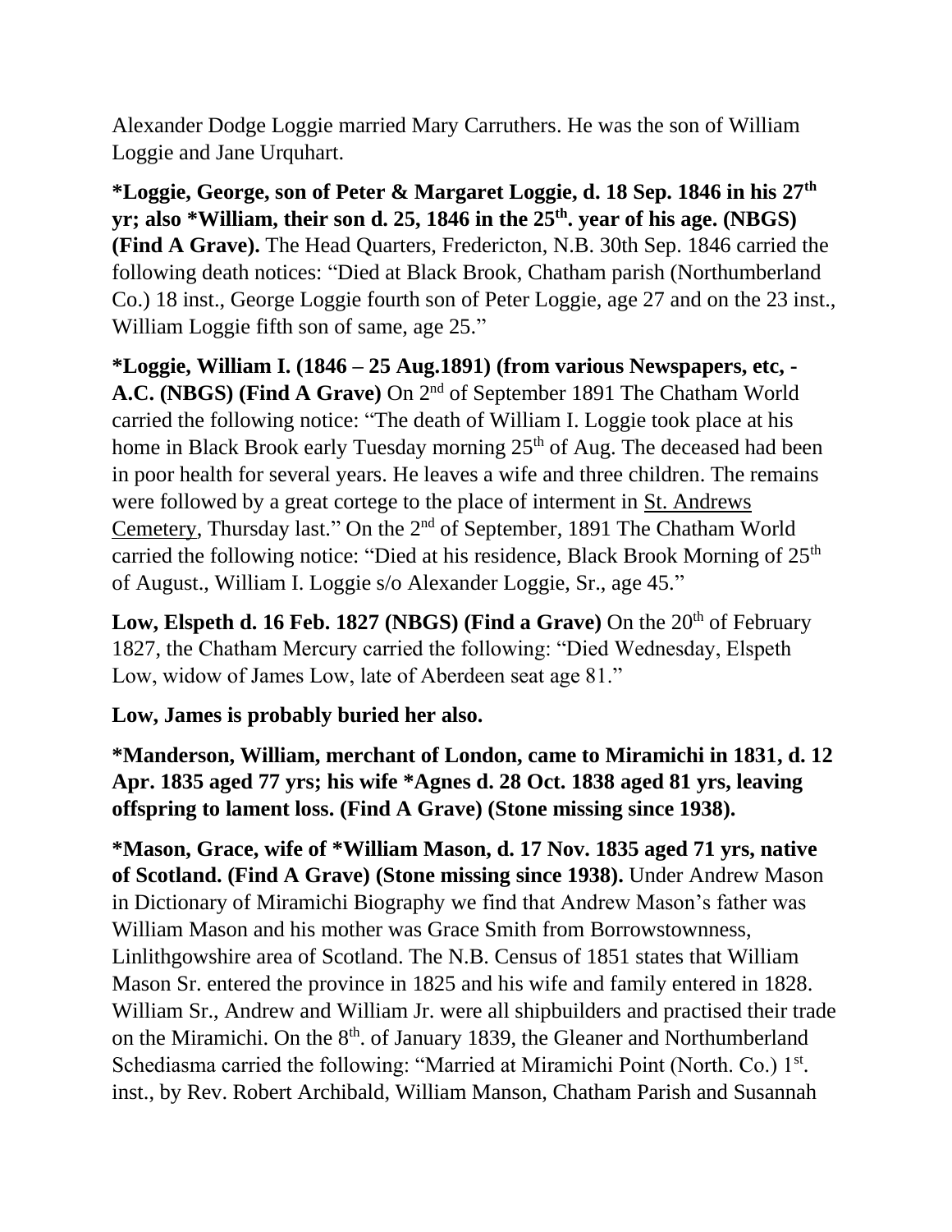Alexander Dodge Loggie married Mary Carruthers. He was the son of William Loggie and Jane Urquhart.

**\*Loggie, George, son of Peter & Margaret Loggie, d. 18 Sep. 1846 in his 27th yr; also \*William, their son d. 25, 1846 in the 25th. year of his age. (NBGS) (Find A Grave).** The Head Quarters, Fredericton, N.B. 30th Sep. 1846 carried the following death notices: "Died at Black Brook, Chatham parish (Northumberland Co.) 18 inst., George Loggie fourth son of Peter Loggie, age 27 and on the 23 inst., William Loggie fifth son of same, age 25."

**\*Loggie, William I. (1846 – 25 Aug.1891) (from various Newspapers, etc, - A.C. (NBGS) (Find A Grave)** On 2nd of September 1891 The Chatham World carried the following notice: "The death of William I. Loggie took place at his home in Black Brook early Tuesday morning 25th of Aug. The deceased had been in poor health for several years. He leaves a wife and three children. The remains were followed by a great cortege to the place of interment in St. Andrews Cemetery, Thursday last." On the 2nd of September, 1891 The Chatham World carried the following notice: "Died at his residence, Black Brook Morning of 25th of August., William I. Loggie s/o Alexander Loggie, Sr., age 45."

**Low, Elspeth d. 16 Feb. 1827 (NBGS) (Find a Grave)** On the 20th of February 1827, the Chatham Mercury carried the following: "Died Wednesday, Elspeth Low, widow of James Low, late of Aberdeen seat age 81."

**Low, James is probably buried her also.**

**\*Manderson, William, merchant of London, came to Miramichi in 1831, d. 12 Apr. 1835 aged 77 yrs; his wife \*Agnes d. 28 Oct. 1838 aged 81 yrs, leaving offspring to lament loss. (Find A Grave) (Stone missing since 1938).**

**\*Mason, Grace, wife of \*William Mason, d. 17 Nov. 1835 aged 71 yrs, native of Scotland. (Find A Grave) (Stone missing since 1938).** Under Andrew Mason in Dictionary of Miramichi Biography we find that Andrew Mason's father was William Mason and his mother was Grace Smith from Borrowstownness, Linlithgowshire area of Scotland. The N.B. Census of 1851 states that William Mason Sr. entered the province in 1825 and his wife and family entered in 1828. William Sr., Andrew and William Jr. were all shipbuilders and practised their trade on the Miramichi. On the 8th. of January 1839, the Gleaner and Northumberland Schediasma carried the following: "Married at Miramichi Point (North. Co.) 1st. inst., by Rev. Robert Archibald, William Manson, Chatham Parish and Susannah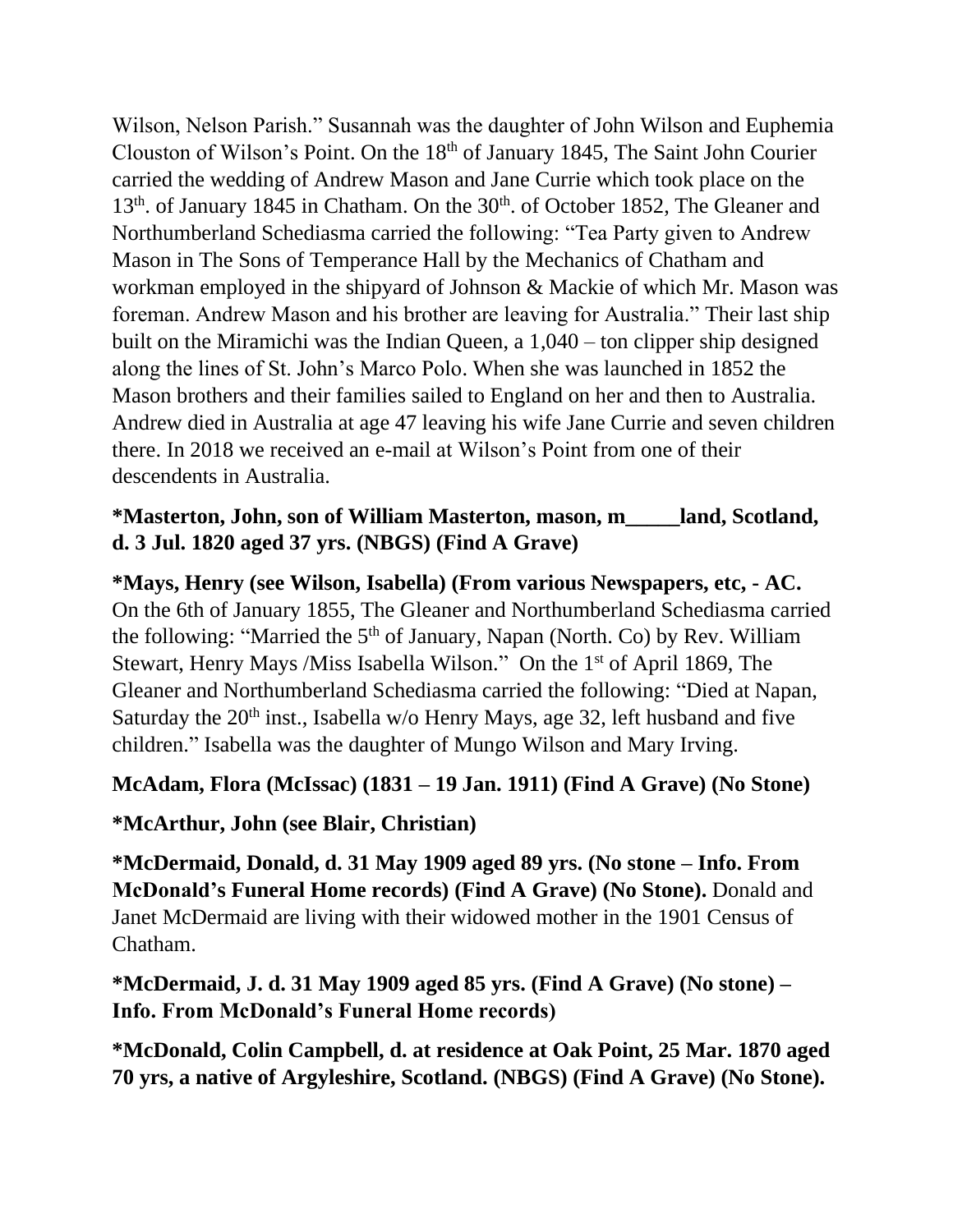Wilson, Nelson Parish." Susannah was the daughter of John Wilson and Euphemia Clouston of Wilson's Point. On the 18th of January 1845, The Saint John Courier carried the wedding of Andrew Mason and Jane Currie which took place on the 13th. of January 1845 in Chatham. On the 30th. of October 1852, The Gleaner and Northumberland Schediasma carried the following: "Tea Party given to Andrew Mason in The Sons of Temperance Hall by the Mechanics of Chatham and workman employed in the shipyard of Johnson & Mackie of which Mr. Mason was foreman. Andrew Mason and his brother are leaving for Australia." Their last ship built on the Miramichi was the Indian Queen, a 1,040 – ton clipper ship designed along the lines of St. John's Marco Polo. When she was launched in 1852 the Mason brothers and their families sailed to England on her and then to Australia. Andrew died in Australia at age 47 leaving his wife Jane Currie and seven children there. In 2018 we received an e-mail at Wilson's Point from one of their descendents in Australia.

**\*Masterton, John, son of William Masterton, mason, m_____land, Scotland, d. 3 Jul. 1820 aged 37 yrs. (NBGS) (Find A Grave)**

**\*Mays, Henry (see Wilson, Isabella) (From various Newspapers, etc, - AC.** On the 6th of January 1855, The Gleaner and Northumberland Schediasma carried the following: "Married the 5th of January, Napan (North. Co) by Rev. William Stewart, Henry Mays /Miss Isabella Wilson." On the 1st of April 1869, The Gleaner and Northumberland Schediasma carried the following: "Died at Napan, Saturday the 20th inst., Isabella w/o Henry Mays, age 32, left husband and five children." Isabella was the daughter of Mungo Wilson and Mary Irving.

**McAdam, Flora (McIssac) (1831 – 19 Jan. 1911) (Find A Grave) (No Stone)**

**\*McArthur, John (see Blair, Christian)**

**\*McDermaid, Donald, d. 31 May 1909 aged 89 yrs. (No stone – Info. From McDonald's Funeral Home records) (Find A Grave) (No Stone).** Donald and Janet McDermaid are living with their widowed mother in the 1901 Census of Chatham.

**\*McDermaid, J. d. 31 May 1909 aged 85 yrs. (Find A Grave) (No stone) – Info. From McDonald's Funeral Home records)**

**\*McDonald, Colin Campbell, d. at residence at Oak Point, 25 Mar. 1870 aged 70 yrs, a native of Argyleshire, Scotland. (NBGS) (Find A Grave) (No Stone).**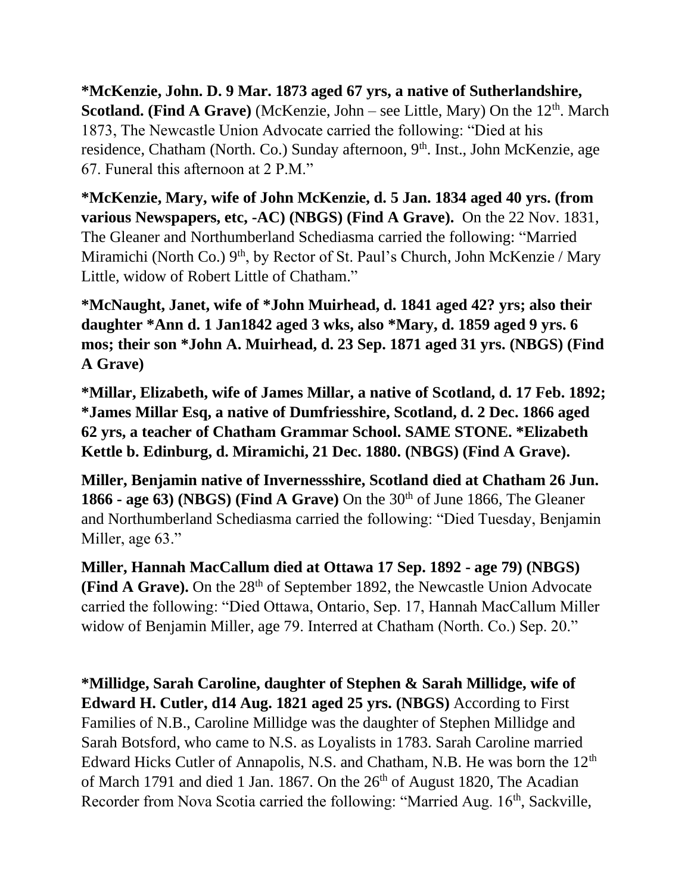**\*McKenzie, John. D. 9 Mar. 1873 aged 67 yrs, a native of Sutherlandshire, Scotland. (Find A Grave)** (McKenzie, John – see Little, Mary) On the 12th. March 1873, The Newcastle Union Advocate carried the following: "Died at his residence, Chatham (North. Co.) Sunday afternoon, 9th. Inst., John McKenzie, age 67. Funeral this afternoon at 2 P.M."

**\*McKenzie, Mary, wife of John McKenzie, d. 5 Jan. 1834 aged 40 yrs. (from various Newspapers, etc, -AC) (NBGS) (Find A Grave).** On the 22 Nov. 1831, The Gleaner and Northumberland Schediasma carried the following: "Married Miramichi (North Co.) 9th, by Rector of St. Paul's Church, John McKenzie / Mary Little, widow of Robert Little of Chatham."

**\*McNaught, Janet, wife of \*John Muirhead, d. 1841 aged 42? yrs; also their daughter \*Ann d. 1 Jan1842 aged 3 wks, also \*Mary, d. 1859 aged 9 yrs. 6 mos; their son \*John A. Muirhead, d. 23 Sep. 1871 aged 31 yrs. (NBGS) (Find A Grave)**

**\*Millar, Elizabeth, wife of James Millar, a native of Scotland, d. 17 Feb. 1892; \*James Millar Esq, a native of Dumfriesshire, Scotland, d. 2 Dec. 1866 aged 62 yrs, a teacher of Chatham Grammar School. SAME STONE. \*Elizabeth Kettle b. Edinburg, d. Miramichi, 21 Dec. 1880. (NBGS) (Find A Grave).**

**Miller, Benjamin native of Invernessshire, Scotland died at Chatham 26 Jun. 1866 - age 63) (NBGS) (Find A Grave)** On the 30th of June 1866, The Gleaner and Northumberland Schediasma carried the following: "Died Tuesday, Benjamin Miller, age 63."

**Miller, Hannah MacCallum died at Ottawa 17 Sep. 1892 - age 79) (NBGS) (Find A Grave).** On the 28th of September 1892, the Newcastle Union Advocate carried the following: "Died Ottawa, Ontario, Sep. 17, Hannah MacCallum Miller widow of Benjamin Miller, age 79. Interred at Chatham (North. Co.) Sep. 20."

**\*Millidge, Sarah Caroline, daughter of Stephen & Sarah Millidge, wife of Edward H. Cutler, d14 Aug. 1821 aged 25 yrs. (NBGS)** According to First Families of N.B., Caroline Millidge was the daughter of Stephen Millidge and Sarah Botsford, who came to N.S. as Loyalists in 1783. Sarah Caroline married Edward Hicks Cutler of Annapolis, N.S. and Chatham, N.B. He was born the 12th of March 1791 and died 1 Jan. 1867. On the 26th of August 1820, The Acadian Recorder from Nova Scotia carried the following: "Married Aug. 16th, Sackville,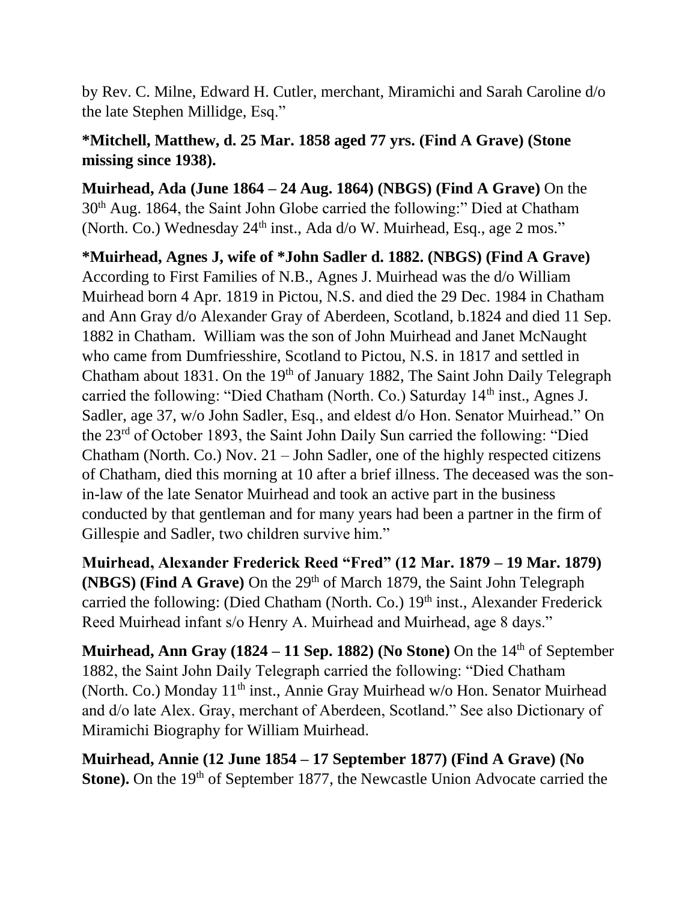by Rev. C. Milne, Edward H. Cutler, merchant, Miramichi and Sarah Caroline d/o the late Stephen Millidge, Esq."

**\*Mitchell, Matthew, d. 25 Mar. 1858 aged 77 yrs. (Find A Grave) (Stone missing since 1938).**

**Muirhead, Ada (June 1864 – 24 Aug. 1864) (NBGS) (Find A Grave)** On the 30th Aug. 1864, the Saint John Globe carried the following:" Died at Chatham (North. Co.) Wednesday 24th inst., Ada d/o W. Muirhead, Esq., age 2 mos."

**\*Muirhead, Agnes J, wife of \*John Sadler d. 1882. (NBGS) (Find A Grave)** According to First Families of N.B., Agnes J. Muirhead was the d/o William Muirhead born 4 Apr. 1819 in Pictou, N.S. and died the 29 Dec. 1984 in Chatham and Ann Gray d/o Alexander Gray of Aberdeen, Scotland, b.1824 and died 11 Sep. 1882 in Chatham. William was the son of John Muirhead and Janet McNaught who came from Dumfriesshire, Scotland to Pictou, N.S. in 1817 and settled in Chatham about 1831. On the 19th of January 1882, The Saint John Daily Telegraph carried the following: "Died Chatham (North. Co.) Saturday 14th inst., Agnes J. Sadler, age 37, w/o John Sadler, Esq., and eldest d/o Hon. Senator Muirhead." On the 23rd of October 1893, the Saint John Daily Sun carried the following: "Died Chatham (North. Co.) Nov. 21 – John Sadler, one of the highly respected citizens of Chatham, died this morning at 10 after a brief illness. The deceased was the son-in-law of the late Senator Muirhead and took an active part in the business conducted by that gentleman and for many years had been a partner in the firm of Gillespie and Sadler, two children survive him."

**Muirhead, Alexander Frederick Reed "Fred" (12 Mar. 1879 – 19 Mar. 1879) (NBGS) (Find A Grave)** On the 29th of March 1879, the Saint John Telegraph carried the following: (Died Chatham (North. Co.) 19th inst., Alexander Frederick Reed Muirhead infant s/o Henry A. Muirhead and Muirhead, age 8 days."

**Muirhead, Ann Gray (1824 – 11 Sep. 1882) (No Stone)** On the 14th of September 1882, the Saint John Daily Telegraph carried the following: "Died Chatham (North. Co.) Monday 11th inst., Annie Gray Muirhead w/o Hon. Senator Muirhead and d/o late Alex. Gray, merchant of Aberdeen, Scotland." See also Dictionary of Miramichi Biography for William Muirhead.

**Muirhead, Annie (12 June 1854 – 17 September 1877) (Find A Grave) (No Stone).** On the 19th of September 1877, the Newcastle Union Advocate carried the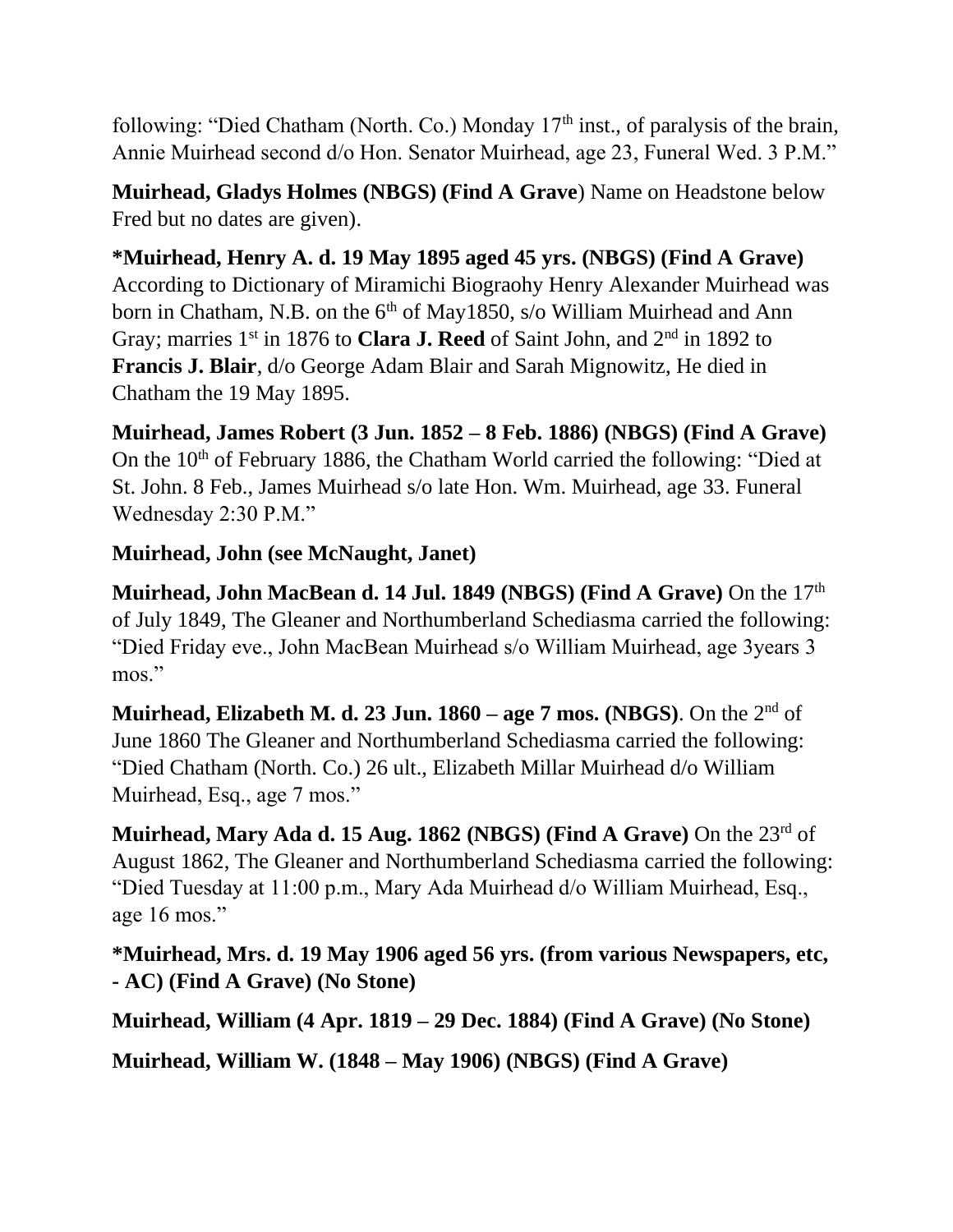following: "Died Chatham (North. Co.) Monday 17th inst., of paralysis of the brain, Annie Muirhead second d/o Hon. Senator Muirhead, age 23, Funeral Wed. 3 P.M."

**Muirhead, Gladys Holmes (NBGS) (Find A Grave**) Name on Headstone below Fred but no dates are given).

**\*Muirhead, Henry A. d. 19 May 1895 aged 45 yrs. (NBGS) (Find A Grave)** According to Dictionary of Miramichi Biograohy Henry Alexander Muirhead was born in Chatham, N.B. on the 6th of May1850, s/o William Muirhead and Ann Gray; marries 1st in 1876 to **Clara J. Reed** of Saint John, and 2nd in 1892 to **Francis J. Blair**, d/o George Adam Blair and Sarah Mignowitz, He died in Chatham the 19 May 1895.

**Muirhead, James Robert (3 Jun. 1852 – 8 Feb. 1886) (NBGS) (Find A Grave)** On the 10th of February 1886, the Chatham World carried the following: "Died at St. John. 8 Feb., James Muirhead s/o late Hon. Wm. Muirhead, age 33. Funeral Wednesday 2:30 P.M."

**Muirhead, John (see McNaught, Janet)**

**Muirhead, John MacBean d. 14 Jul. 1849 (NBGS) (Find A Grave)** On the 17th of July 1849, The Gleaner and Northumberland Schediasma carried the following: "Died Friday eve., John MacBean Muirhead s/o William Muirhead, age 3years 3 mos."

**Muirhead, Elizabeth M. d. 23 Jun. 1860 – age 7 mos. (NBGS)**. On the 2nd of June 1860 The Gleaner and Northumberland Schediasma carried the following: "Died Chatham (North. Co.) 26 ult., Elizabeth Millar Muirhead d/o William Muirhead, Esq., age 7 mos."

**Muirhead, Mary Ada d. 15 Aug. 1862 (NBGS) (Find A Grave)** On the 23rd of August 1862, The Gleaner and Northumberland Schediasma carried the following: "Died Tuesday at 11:00 p.m., Mary Ada Muirhead d/o William Muirhead, Esq., age 16 mos."

**\*Muirhead, Mrs. d. 19 May 1906 aged 56 yrs. (from various Newspapers, etc, - AC) (Find A Grave) (No Stone)**

**Muirhead, William (4 Apr. 1819 – 29 Dec. 1884) (Find A Grave) (No Stone)**

**Muirhead, William W. (1848 – May 1906) (NBGS) (Find A Grave)**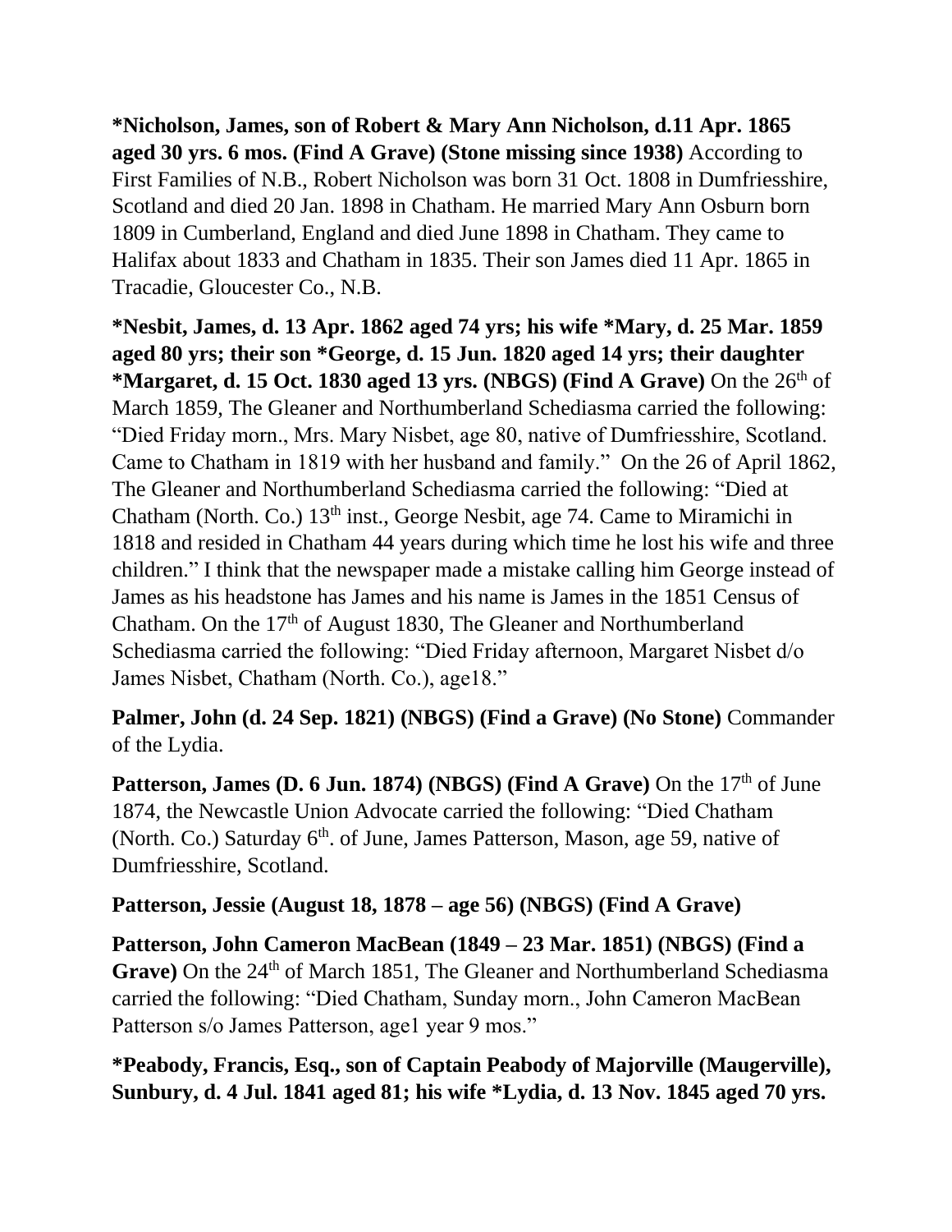**\*Nicholson, James, son of Robert & Mary Ann Nicholson, d.11 Apr. 1865 aged 30 yrs. 6 mos. (Find A Grave) (Stone missing since 1938)** According to First Families of N.B., Robert Nicholson was born 31 Oct. 1808 in Dumfriesshire, Scotland and died 20 Jan. 1898 in Chatham. He married Mary Ann Osburn born 1809 in Cumberland, England and died June 1898 in Chatham. They came to Halifax about 1833 and Chatham in 1835. Their son James died 11 Apr. 1865 in Tracadie, Gloucester Co., N.B.

**\*Nesbit, James, d. 13 Apr. 1862 aged 74 yrs; his wife \*Mary, d. 25 Mar. 1859 aged 80 yrs; their son \*George, d. 15 Jun. 1820 aged 14 yrs; their daughter \*Margaret, d. 15 Oct. 1830 aged 13 yrs. (NBGS) (Find A Grave)** On the 26th of March 1859, The Gleaner and Northumberland Schediasma carried the following: "Died Friday morn., Mrs. Mary Nisbet, age 80, native of Dumfriesshire, Scotland. Came to Chatham in 1819 with her husband and family." On the 26 of April 1862, The Gleaner and Northumberland Schediasma carried the following: "Died at Chatham (North. Co.) 13th inst., George Nesbit, age 74. Came to Miramichi in 1818 and resided in Chatham 44 years during which time he lost his wife and three children." I think that the newspaper made a mistake calling him George instead of James as his headstone has James and his name is James in the 1851 Census of Chatham. On the 17th of August 1830, The Gleaner and Northumberland Schediasma carried the following: "Died Friday afternoon, Margaret Nisbet d/o James Nisbet, Chatham (North. Co.), age18."

**Palmer, John (d. 24 Sep. 1821) (NBGS) (Find a Grave) (No Stone)** Commander of the Lydia.

**Patterson, James (D. 6 Jun. 1874) (NBGS) (Find A Grave)** On the 17th of June 1874, the Newcastle Union Advocate carried the following: "Died Chatham (North. Co.) Saturday 6th. of June, James Patterson, Mason, age 59, native of Dumfriesshire, Scotland.

**Patterson, Jessie (August 18, 1878 – age 56) (NBGS) (Find A Grave)**

**Patterson, John Cameron MacBean (1849 – 23 Mar. 1851) (NBGS) (Find a Grave)** On the 24th of March 1851, The Gleaner and Northumberland Schediasma carried the following: "Died Chatham, Sunday morn., John Cameron MacBean Patterson s/o James Patterson, age1 year 9 mos."

**\*Peabody, Francis, Esq., son of Captain Peabody of Majorville (Maugerville), Sunbury, d. 4 Jul. 1841 aged 81; his wife \*Lydia, d. 13 Nov. 1845 aged 70 yrs.**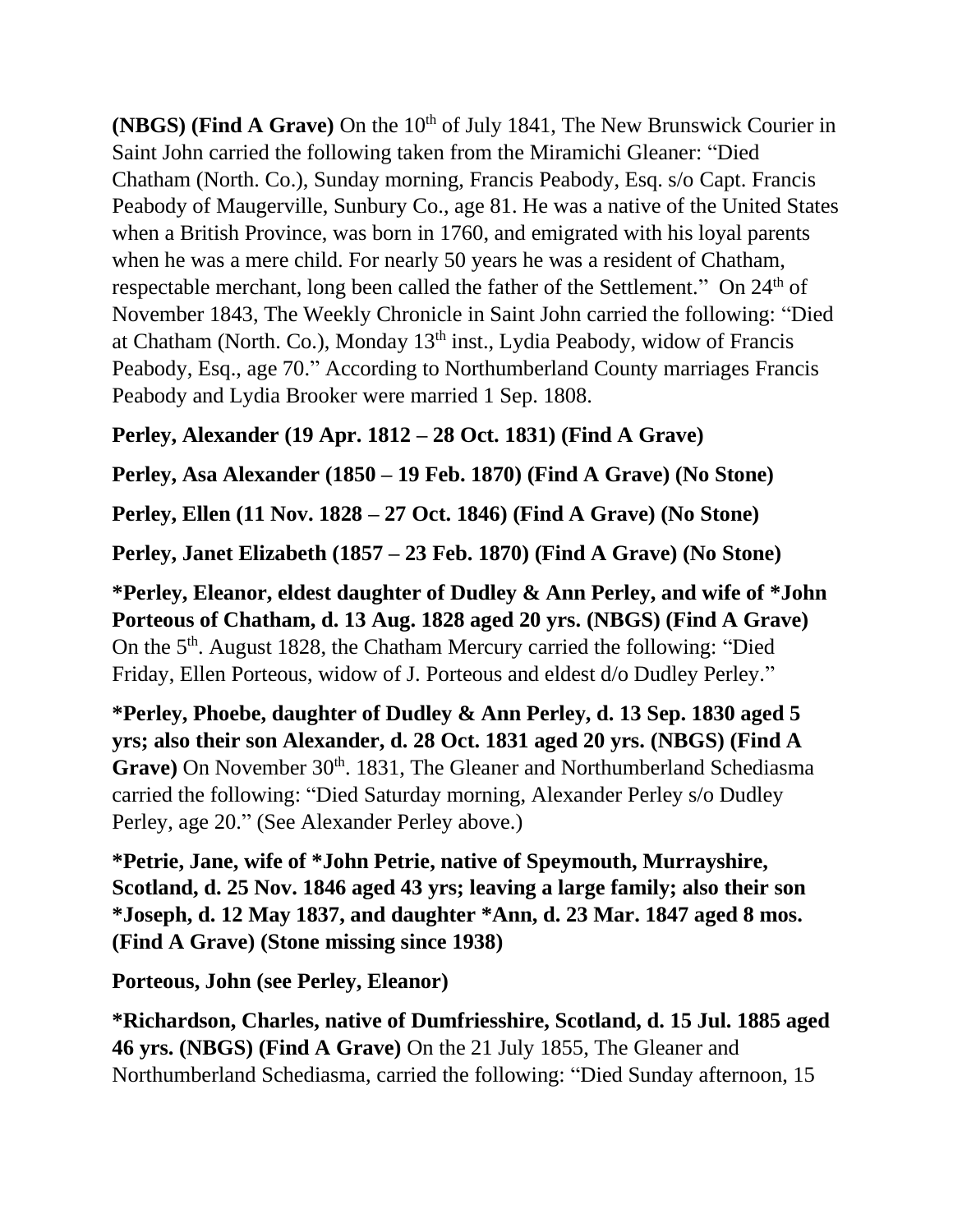**(NBGS) (Find A Grave)** On the 10th of July 1841, The New Brunswick Courier in Saint John carried the following taken from the Miramichi Gleaner: "Died Chatham (North. Co.), Sunday morning, Francis Peabody, Esq. s/o Capt. Francis Peabody of Maugerville, Sunbury Co., age 81. He was a native of the United States when a British Province, was born in 1760, and emigrated with his loyal parents when he was a mere child. For nearly 50 years he was a resident of Chatham, respectable merchant, long been called the father of the Settlement." On 24th of November 1843, The Weekly Chronicle in Saint John carried the following: "Died at Chatham (North. Co.), Monday 13th inst., Lydia Peabody, widow of Francis Peabody, Esq., age 70." According to Northumberland County marriages Francis Peabody and Lydia Brooker were married 1 Sep. 1808.

**Perley, Alexander (19 Apr. 1812 – 28 Oct. 1831) (Find A Grave)**

**Perley, Asa Alexander (1850 – 19 Feb. 1870) (Find A Grave) (No Stone)**

**Perley, Ellen (11 Nov. 1828 – 27 Oct. 1846) (Find A Grave) (No Stone)**

**Perley, Janet Elizabeth (1857 – 23 Feb. 1870) (Find A Grave) (No Stone)**

**\*Perley, Eleanor, eldest daughter of Dudley & Ann Perley, and wife of \*John Porteous of Chatham, d. 13 Aug. 1828 aged 20 yrs. (NBGS) (Find A Grave)** On the 5th. August 1828, the Chatham Mercury carried the following: "Died Friday, Ellen Porteous, widow of J. Porteous and eldest d/o Dudley Perley."

**\*Perley, Phoebe, daughter of Dudley & Ann Perley, d. 13 Sep. 1830 aged 5 yrs; also their son Alexander, d. 28 Oct. 1831 aged 20 yrs. (NBGS) (Find A Grave)** On November 30th. 1831, The Gleaner and Northumberland Schediasma carried the following: "Died Saturday morning, Alexander Perley s/o Dudley Perley, age 20." (See Alexander Perley above.)

**\*Petrie, Jane, wife of \*John Petrie, native of Speymouth, Murrayshire, Scotland, d. 25 Nov. 1846 aged 43 yrs; leaving a large family; also their son \*Joseph, d. 12 May 1837, and daughter \*Ann, d. 23 Mar. 1847 aged 8 mos. (Find A Grave) (Stone missing since 1938)**

**Porteous, John (see Perley, Eleanor)**

**\*Richardson, Charles, native of Dumfriesshire, Scotland, d. 15 Jul. 1885 aged 46 yrs. (NBGS) (Find A Grave)** On the 21 July 1855, The Gleaner and Northumberland Schediasma, carried the following: "Died Sunday afternoon, 15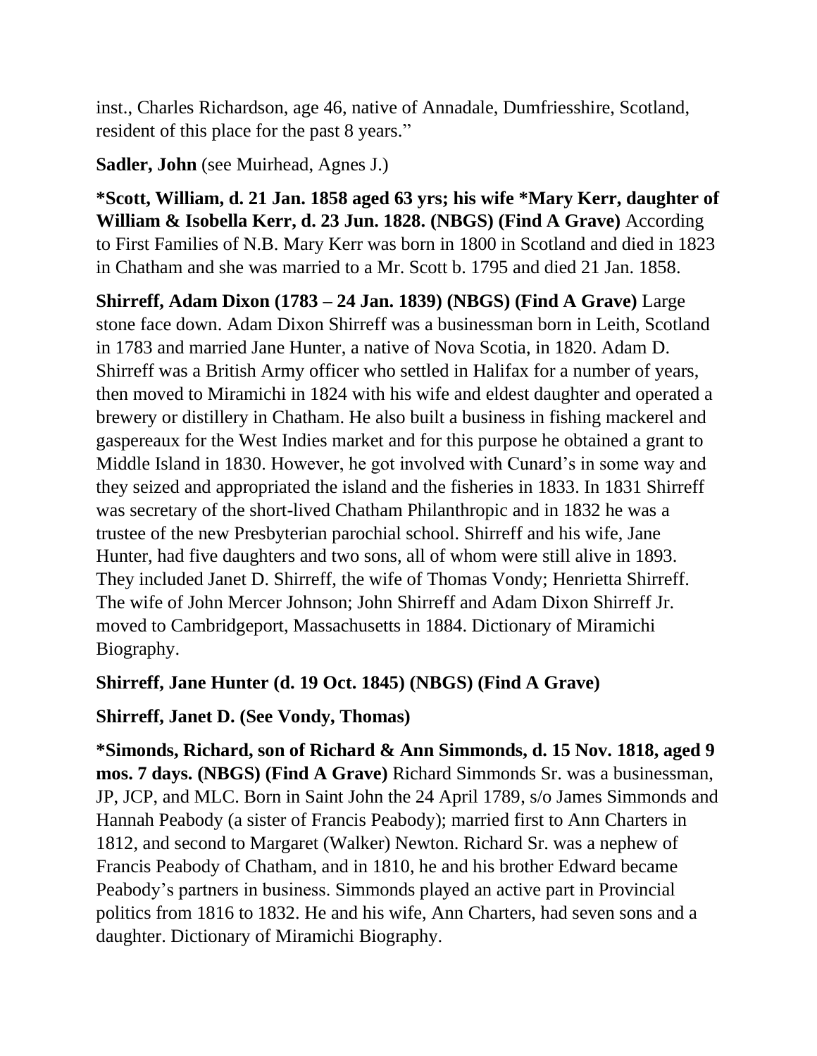inst., Charles Richardson, age 46, native of Annadale, Dumfriesshire, Scotland, resident of this place for the past 8 years."

**Sadler, John** (see Muirhead, Agnes J.)

**\*Scott, William, d. 21 Jan. 1858 aged 63 yrs; his wife \*Mary Kerr, daughter of William & Isobella Kerr, d. 23 Jun. 1828. (NBGS) (Find A Grave)** According to First Families of N.B. Mary Kerr was born in 1800 in Scotland and died in 1823 in Chatham and she was married to a Mr. Scott b. 1795 and died 21 Jan. 1858.

**Shirreff, Adam Dixon (1783 – 24 Jan. 1839) (NBGS) (Find A Grave)** Large stone face down. Adam Dixon Shirreff was a businessman born in Leith, Scotland in 1783 and married Jane Hunter, a native of Nova Scotia, in 1820. Adam D. Shirreff was a British Army officer who settled in Halifax for a number of years, then moved to Miramichi in 1824 with his wife and eldest daughter and operated a brewery or distillery in Chatham. He also built a business in fishing mackerel and gaspereaux for the West Indies market and for this purpose he obtained a grant to Middle Island in 1830. However, he got involved with Cunard's in some way and they seized and appropriated the island and the fisheries in 1833. In 1831 Shirreff was secretary of the short-lived Chatham Philanthropic and in 1832 he was a trustee of the new Presbyterian parochial school. Shirreff and his wife, Jane Hunter, had five daughters and two sons, all of whom were still alive in 1893. They included Janet D. Shirreff, the wife of Thomas Vondy; Henrietta Shirreff. The wife of John Mercer Johnson; John Shirreff and Adam Dixon Shirreff Jr. moved to Cambridgeport, Massachusetts in 1884. Dictionary of Miramichi Biography.

**Shirreff, Jane Hunter (d. 19 Oct. 1845) (NBGS) (Find A Grave)**

**Shirreff, Janet D. (See Vondy, Thomas)**

**\*Simonds, Richard, son of Richard & Ann Simmonds, d. 15 Nov. 1818, aged 9 mos. 7 days. (NBGS) (Find A Grave)** Richard Simmonds Sr. was a businessman, JP, JCP, and MLC. Born in Saint John the 24 April 1789, s/o James Simmonds and Hannah Peabody (a sister of Francis Peabody); married first to Ann Charters in 1812, and second to Margaret (Walker) Newton. Richard Sr. was a nephew of Francis Peabody of Chatham, and in 1810, he and his brother Edward became Peabody's partners in business. Simmonds played an active part in Provincial politics from 1816 to 1832. He and his wife, Ann Charters, had seven sons and a daughter. Dictionary of Miramichi Biography.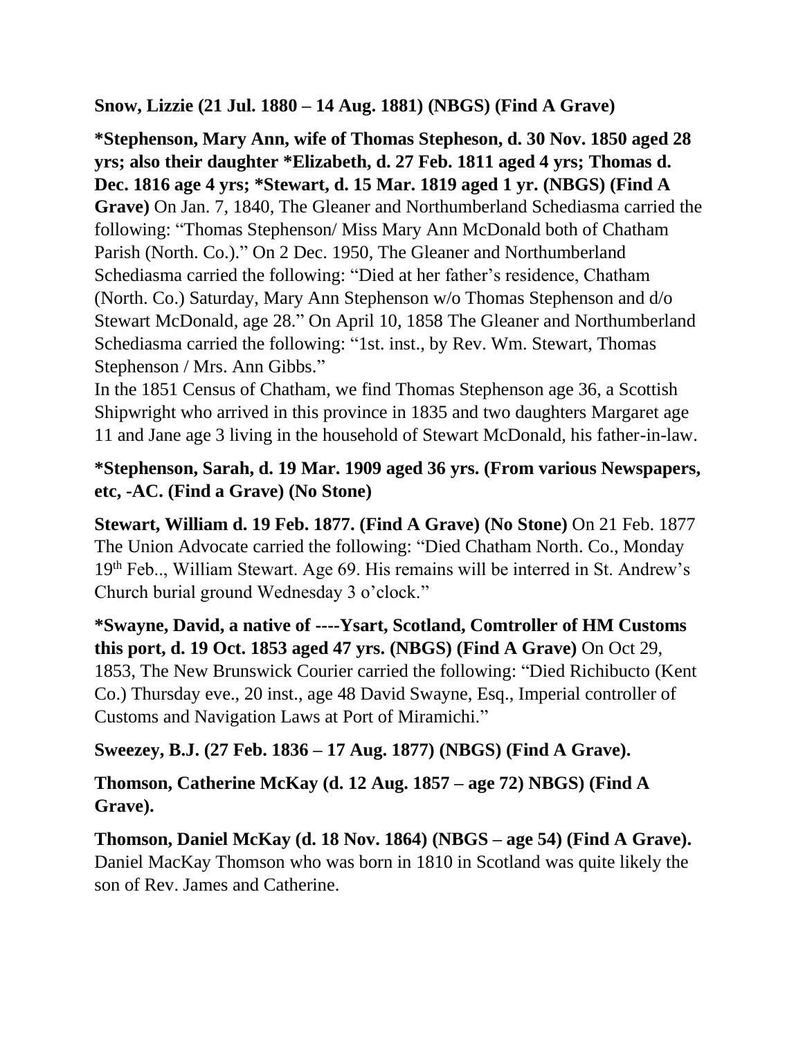**Snow, Lizzie (21 Jul. 1880 – 14 Aug. 1881) (NBGS) (Find A Grave)**

**\*Stephenson, Mary Ann, wife of Thomas Stepheson, d. 30 Nov. 1850 aged 28 yrs; also their daughter \*Elizabeth, d. 27 Feb. 1811 aged 4 yrs; Thomas d. Dec. 1816 age 4 yrs; \*Stewart, d. 15 Mar. 1819 aged 1 yr. (NBGS) (Find A Grave)** On Jan. 7, 1840, The Gleaner and Northumberland Schediasma carried the following: "Thomas Stephenson/ Miss Mary Ann McDonald both of Chatham Parish (North. Co.)." On 2 Dec. 1950, The Gleaner and Northumberland Schediasma carried the following: "Died at her father's residence, Chatham (North. Co.) Saturday, Mary Ann Stephenson w/o Thomas Stephenson and d/o Stewart McDonald, age 28." On April 10, 1858 The Gleaner and Northumberland Schediasma carried the following: "1st. inst., by Rev. Wm. Stewart, Thomas Stephenson / Mrs. Ann Gibbs."
In the 1851 Census of Chatham, we find Thomas Stephenson age 36, a Scottish Shipwright who arrived in this province in 1835 and two daughters Margaret age 11 and Jane age 3 living in the household of Stewart McDonald, his father-in-law.

**\*Stephenson, Sarah, d. 19 Mar. 1909 aged 36 yrs. (From various Newspapers, etc, -AC. (Find a Grave) (No Stone)**

**Stewart, William d. 19 Feb. 1877. (Find A Grave) (No Stone)** On 21 Feb. 1877 The Union Advocate carried the following: "Died Chatham North. Co., Monday 19th Feb.., William Stewart. Age 69. His remains will be interred in St. Andrew's Church burial ground Wednesday 3 o'clock."

**\*Swayne, David, a native of ----Ysart, Scotland, Comtroller of HM Customs this port, d. 19 Oct. 1853 aged 47 yrs. (NBGS) (Find A Grave)** On Oct 29, 1853, The New Brunswick Courier carried the following: "Died Richibucto (Kent Co.) Thursday eve., 20 inst., age 48 David Swayne, Esq., Imperial controller of Customs and Navigation Laws at Port of Miramichi."

**Sweezey, B.J. (27 Feb. 1836 – 17 Aug. 1877) (NBGS) (Find A Grave).**

**Thomson, Catherine McKay (d. 12 Aug. 1857 – age 72) NBGS) (Find A Grave).**

**Thomson, Daniel McKay (d. 18 Nov. 1864) (NBGS – age 54) (Find A Grave).** Daniel MacKay Thomson who was born in 1810 in Scotland was quite likely the son of Rev. James and Catherine.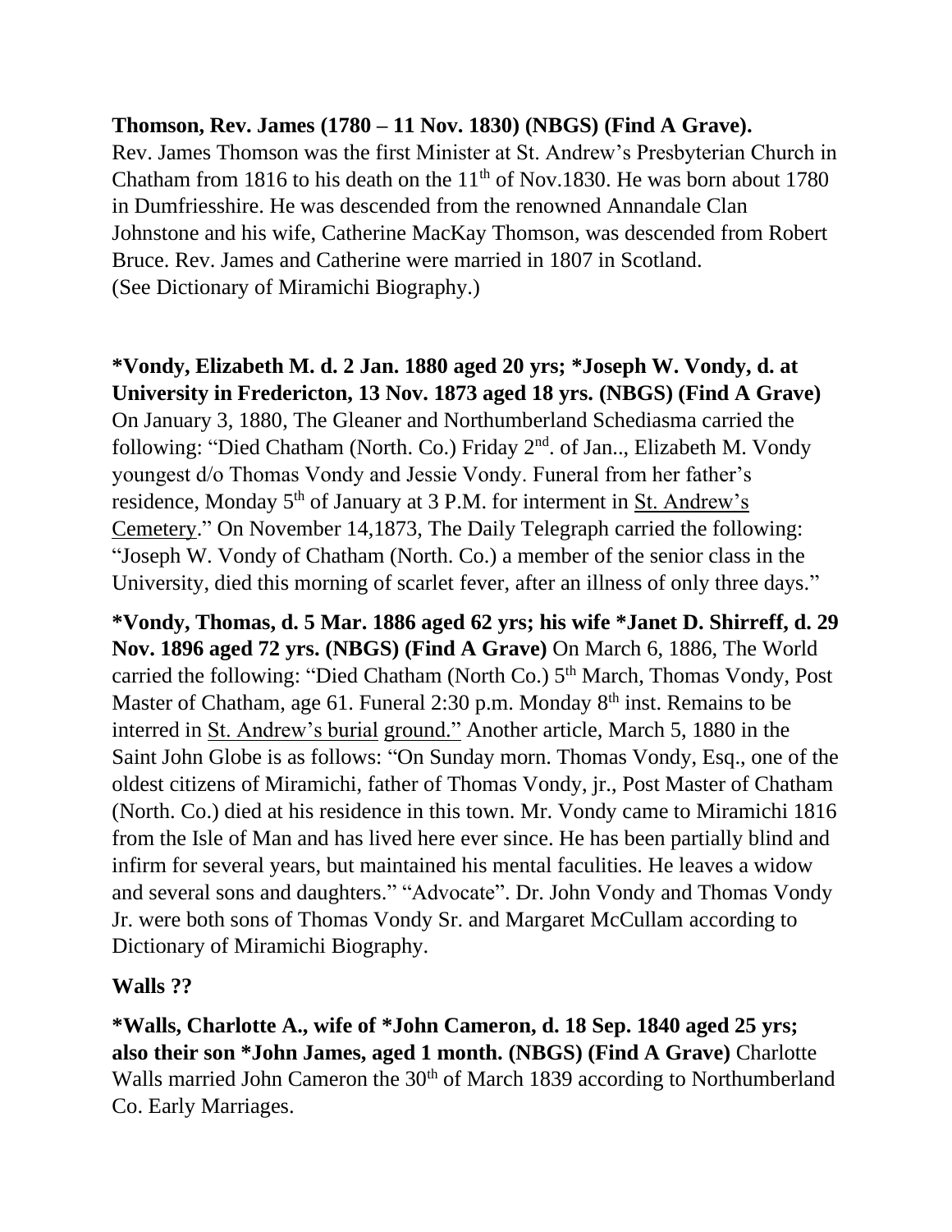**Thomson, Rev. James (1780 – 11 Nov. 1830) (NBGS) (Find A Grave).**
Rev. James Thomson was the first Minister at St. Andrew's Presbyterian Church in Chatham from 1816 to his death on the 11th of Nov.1830. He was born about 1780 in Dumfriesshire. He was descended from the renowned Annandale Clan Johnstone and his wife, Catherine MacKay Thomson, was descended from Robert Bruce. Rev. James and Catherine were married in 1807 in Scotland. (See Dictionary of Miramichi Biography.)

**\*Vondy, Elizabeth M. d. 2 Jan. 1880 aged 20 yrs; \*Joseph W. Vondy, d. at University in Fredericton, 13 Nov. 1873 aged 18 yrs. (NBGS) (Find A Grave)** On January 3, 1880, The Gleaner and Northumberland Schediasma carried the following: "Died Chatham (North. Co.) Friday 2nd. of Jan.., Elizabeth M. Vondy youngest d/o Thomas Vondy and Jessie Vondy. Funeral from her father's residence, Monday 5th of January at 3 P.M. for interment in St. Andrew's Cemetery." On November 14,1873, The Daily Telegraph carried the following: "Joseph W. Vondy of Chatham (North. Co.) a member of the senior class in the University, died this morning of scarlet fever, after an illness of only three days."

**\*Vondy, Thomas, d. 5 Mar. 1886 aged 62 yrs; his wife \*Janet D. Shirreff, d. 29 Nov. 1896 aged 72 yrs. (NBGS) (Find A Grave)** On March 6, 1886, The World carried the following: "Died Chatham (North Co.) 5th March, Thomas Vondy, Post Master of Chatham, age 61. Funeral 2:30 p.m. Monday 8th inst. Remains to be interred in St. Andrew's burial ground." Another article, March 5, 1880 in the Saint John Globe is as follows: "On Sunday morn. Thomas Vondy, Esq., one of the oldest citizens of Miramichi, father of Thomas Vondy, jr., Post Master of Chatham (North. Co.) died at his residence in this town. Mr. Vondy came to Miramichi 1816 from the Isle of Man and has lived here ever since. He has been partially blind and infirm for several years, but maintained his mental faculities. He leaves a widow and several sons and daughters." "Advocate". Dr. John Vondy and Thomas Vondy Jr. were both sons of Thomas Vondy Sr. and Margaret McCullam according to Dictionary of Miramichi Biography.

**Walls ??**

**\*Walls, Charlotte A., wife of \*John Cameron, d. 18 Sep. 1840 aged 25 yrs; also their son \*John James, aged 1 month. (NBGS) (Find A Grave)** Charlotte Walls married John Cameron the 30th of March 1839 according to Northumberland Co. Early Marriages.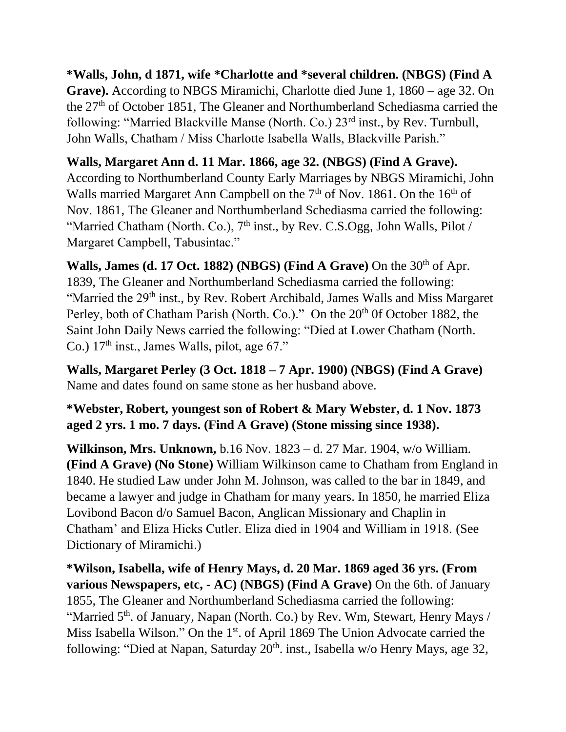**\*Walls, John, d 1871, wife \*Charlotte and \*several children. (NBGS) (Find A Grave).** According to NBGS Miramichi, Charlotte died June 1, 1860 – age 32. On the 27th of October 1851, The Gleaner and Northumberland Schediasma carried the following: "Married Blackville Manse (North. Co.) 23rd inst., by Rev. Turnbull, John Walls, Chatham / Miss Charlotte Isabella Walls, Blackville Parish."

**Walls, Margaret Ann d. 11 Mar. 1866, age 32. (NBGS) (Find A Grave).** According to Northumberland County Early Marriages by NBGS Miramichi, John Walls married Margaret Ann Campbell on the 7th of Nov. 1861. On the 16th of Nov. 1861, The Gleaner and Northumberland Schediasma carried the following: "Married Chatham (North. Co.), 7th inst., by Rev. C.S.Ogg, John Walls, Pilot / Margaret Campbell, Tabusintac."

**Walls, James (d. 17 Oct. 1882) (NBGS) (Find A Grave)** On the 30th of Apr. 1839, The Gleaner and Northumberland Schediasma carried the following: "Married the 29th inst., by Rev. Robert Archibald, James Walls and Miss Margaret Perley, both of Chatham Parish (North. Co.)." On the 20th 0f October 1882, the Saint John Daily News carried the following: "Died at Lower Chatham (North. Co.) 17th inst., James Walls, pilot, age 67."

**Walls, Margaret Perley (3 Oct. 1818 – 7 Apr. 1900) (NBGS) (Find A Grave)** Name and dates found on same stone as her husband above.

**\*Webster, Robert, youngest son of Robert & Mary Webster, d. 1 Nov. 1873 aged 2 yrs. 1 mo. 7 days. (Find A Grave) (Stone missing since 1938).**

**Wilkinson, Mrs. Unknown,** b.16 Nov. 1823 – d. 27 Mar. 1904, w/o William. **(Find A Grave) (No Stone)** William Wilkinson came to Chatham from England in 1840. He studied Law under John M. Johnson, was called to the bar in 1849, and became a lawyer and judge in Chatham for many years. In 1850, he married Eliza Lovibond Bacon d/o Samuel Bacon, Anglican Missionary and Chaplin in Chatham' and Eliza Hicks Cutler. Eliza died in 1904 and William in 1918. (See Dictionary of Miramichi.)

**\*Wilson, Isabella, wife of Henry Mays, d. 20 Mar. 1869 aged 36 yrs. (From various Newspapers, etc, - AC) (NBGS) (Find A Grave)** On the 6th. of January 1855, The Gleaner and Northumberland Schediasma carried the following: "Married 5th. of January, Napan (North. Co.) by Rev. Wm, Stewart, Henry Mays / Miss Isabella Wilson." On the 1st. of April 1869 The Union Advocate carried the following: "Died at Napan, Saturday 20th. inst., Isabella w/o Henry Mays, age 32,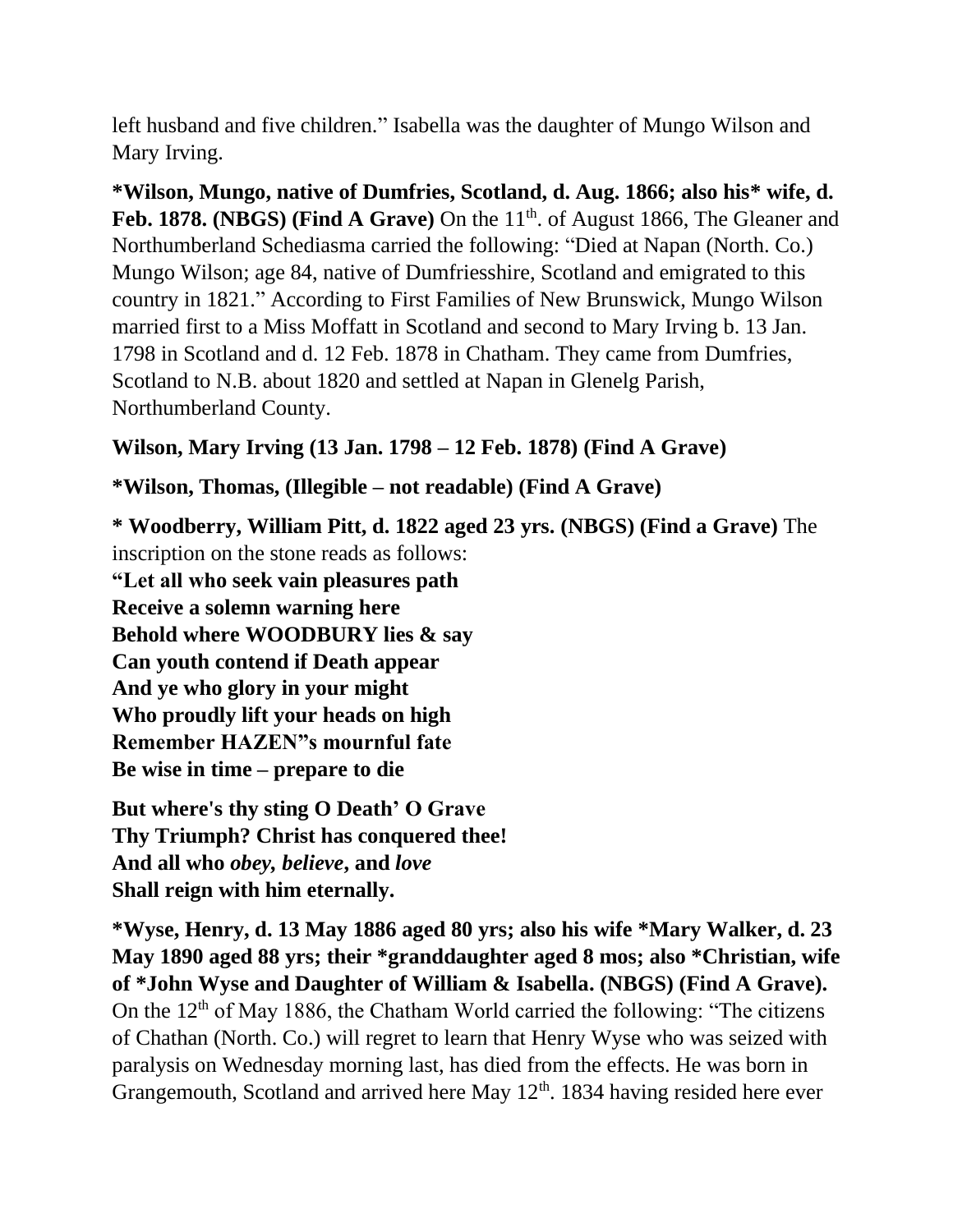left husband and five children." Isabella was the daughter of Mungo Wilson and Mary Irving.

**\*Wilson, Mungo, native of Dumfries, Scotland, d. Aug. 1866; also his\* wife, d. Feb. 1878. (NBGS) (Find A Grave)** On the 11th. of August 1866, The Gleaner and Northumberland Schediasma carried the following: "Died at Napan (North. Co.) Mungo Wilson; age 84, native of Dumfriesshire, Scotland and emigrated to this country in 1821." According to First Families of New Brunswick, Mungo Wilson married first to a Miss Moffatt in Scotland and second to Mary Irving b. 13 Jan. 1798 in Scotland and d. 12 Feb. 1878 in Chatham. They came from Dumfries, Scotland to N.B. about 1820 and settled at Napan in Glenelg Parish, Northumberland County.

**Wilson, Mary Irving (13 Jan. 1798 – 12 Feb. 1878) (Find A Grave)**

**\*Wilson, Thomas, (Illegible – not readable) (Find A Grave)**

**\* Woodberry, William Pitt, d. 1822 aged 23 yrs. (NBGS) (Find a Grave)** The inscription on the stone reads as follows:

**"Let all who seek vain pleasures path**
**Receive a solemn warning here**
**Behold where WOODBURY lies & say**
**Can youth contend if Death appear**
**And ye who glory in your might**
**Who proudly lift your heads on high**
**Remember HAZEN"s mournful fate**
**Be wise in time – prepare to die**

**But where's thy sting O Death' O Grave**
**Thy Triumph? Christ has conquered thee!**
**And all who *obey, believe*, and *love***
**Shall reign with him eternally.**

**\*Wyse, Henry, d. 13 May 1886 aged 80 yrs; also his wife \*Mary Walker, d. 23 May 1890 aged 88 yrs; their \*granddaughter aged 8 mos; also \*Christian, wife of \*John Wyse and Daughter of William & Isabella. (NBGS) (Find A Grave).** On the 12th of May 1886, the Chatham World carried the following: "The citizens of Chathan (North. Co.) will regret to learn that Henry Wyse who was seized with paralysis on Wednesday morning last, has died from the effects. He was born in Grangemouth, Scotland and arrived here May 12th. 1834 having resided here ever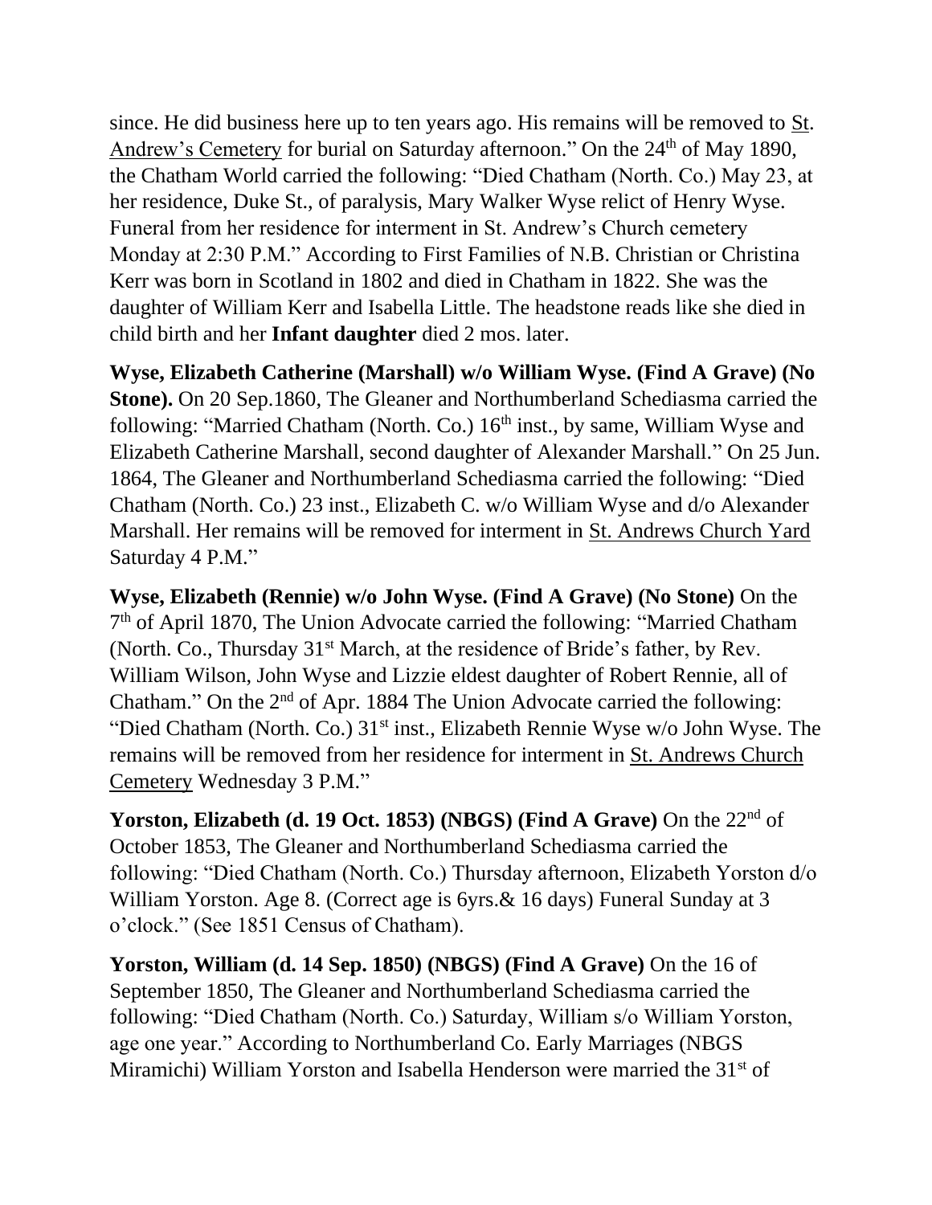since. He did business here up to ten years ago. His remains will be removed to St. Andrew's Cemetery for burial on Saturday afternoon." On the 24th of May 1890, the Chatham World carried the following: "Died Chatham (North. Co.) May 23, at her residence, Duke St., of paralysis, Mary Walker Wyse relict of Henry Wyse. Funeral from her residence for interment in St. Andrew's Church cemetery Monday at 2:30 P.M." According to First Families of N.B. Christian or Christina Kerr was born in Scotland in 1802 and died in Chatham in 1822. She was the daughter of William Kerr and Isabella Little. The headstone reads like she died in child birth and her **Infant daughter** died 2 mos. later.

**Wyse, Elizabeth Catherine (Marshall) w/o William Wyse. (Find A Grave) (No Stone).** On 20 Sep.1860, The Gleaner and Northumberland Schediasma carried the following: "Married Chatham (North. Co.) 16th inst., by same, William Wyse and Elizabeth Catherine Marshall, second daughter of Alexander Marshall." On 25 Jun. 1864, The Gleaner and Northumberland Schediasma carried the following: "Died Chatham (North. Co.) 23 inst., Elizabeth C. w/o William Wyse and d/o Alexander Marshall. Her remains will be removed for interment in St. Andrews Church Yard Saturday 4 P.M."

**Wyse, Elizabeth (Rennie) w/o John Wyse. (Find A Grave) (No Stone)** On the 7th of April 1870, The Union Advocate carried the following: "Married Chatham (North. Co., Thursday 31st March, at the residence of Bride's father, by Rev. William Wilson, John Wyse and Lizzie eldest daughter of Robert Rennie, all of Chatham." On the 2nd of Apr. 1884 The Union Advocate carried the following: "Died Chatham (North. Co.) 31st inst., Elizabeth Rennie Wyse w/o John Wyse. The remains will be removed from her residence for interment in St. Andrews Church Cemetery Wednesday 3 P.M."

**Yorston, Elizabeth (d. 19 Oct. 1853) (NBGS) (Find A Grave)** On the 22nd of October 1853, The Gleaner and Northumberland Schediasma carried the following: "Died Chatham (North. Co.) Thursday afternoon, Elizabeth Yorston d/o William Yorston. Age 8. (Correct age is 6yrs.& 16 days) Funeral Sunday at 3 o'clock." (See 1851 Census of Chatham).

**Yorston, William (d. 14 Sep. 1850) (NBGS) (Find A Grave)** On the 16 of September 1850, The Gleaner and Northumberland Schediasma carried the following: "Died Chatham (North. Co.) Saturday, William s/o William Yorston, age one year." According to Northumberland Co. Early Marriages (NBGS Miramichi) William Yorston and Isabella Henderson were married the 31st of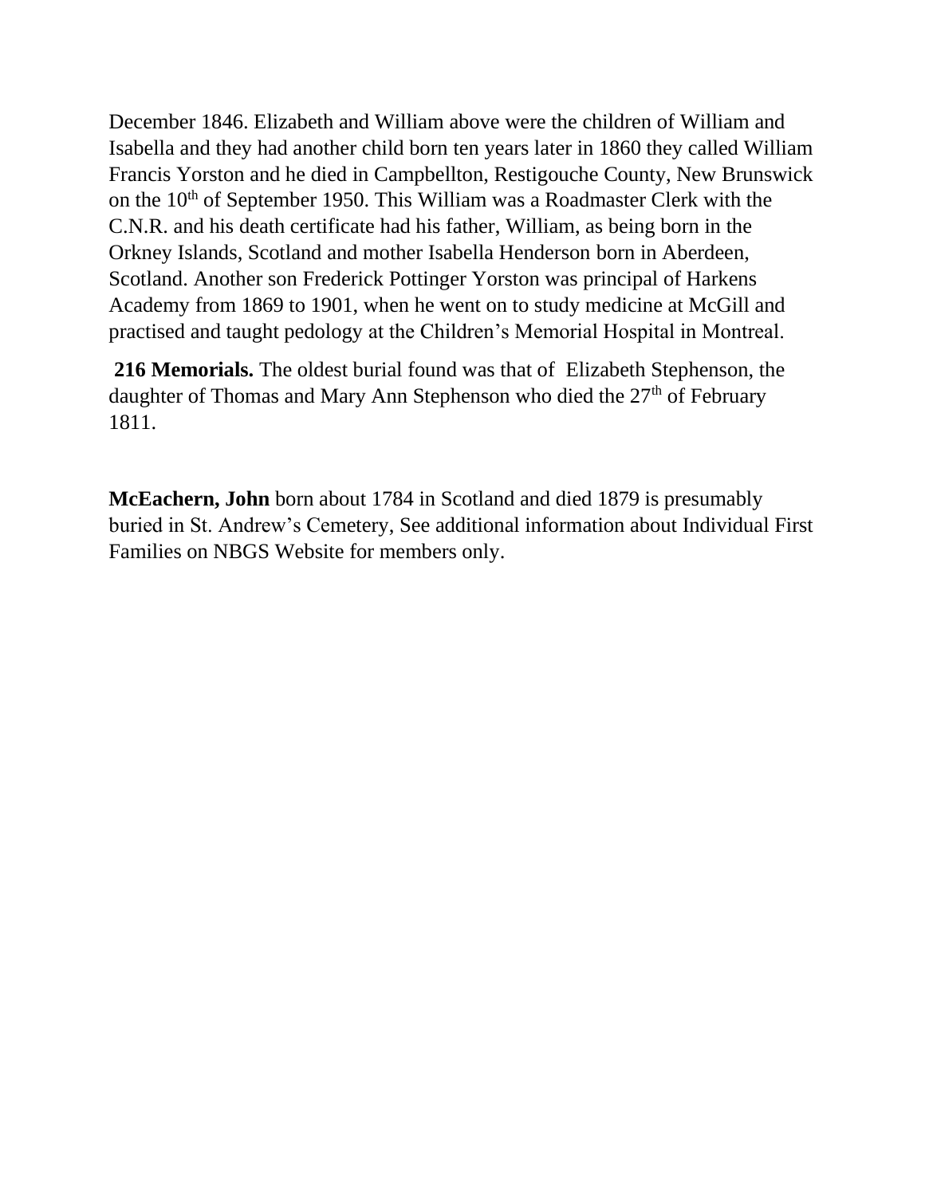December 1846. Elizabeth and William above were the children of William and Isabella and they had another child born ten years later in 1860 they called William Francis Yorston and he died in Campbellton, Restigouche County, New Brunswick on the 10th of September 1950. This William was a Roadmaster Clerk with the C.N.R. and his death certificate had his father, William, as being born in the Orkney Islands, Scotland and mother Isabella Henderson born in Aberdeen, Scotland. Another son Frederick Pottinger Yorston was principal of Harkens Academy from 1869 to 1901, when he went on to study medicine at McGill and practised and taught pedology at the Children's Memorial Hospital in Montreal.

**216 Memorials.** The oldest burial found was that of Elizabeth Stephenson, the daughter of Thomas and Mary Ann Stephenson who died the 27th of February 1811.

**McEachern, John** born about 1784 in Scotland and died 1879 is presumably buried in St. Andrew's Cemetery, See additional information about Individual First Families on NBGS Website for members only.